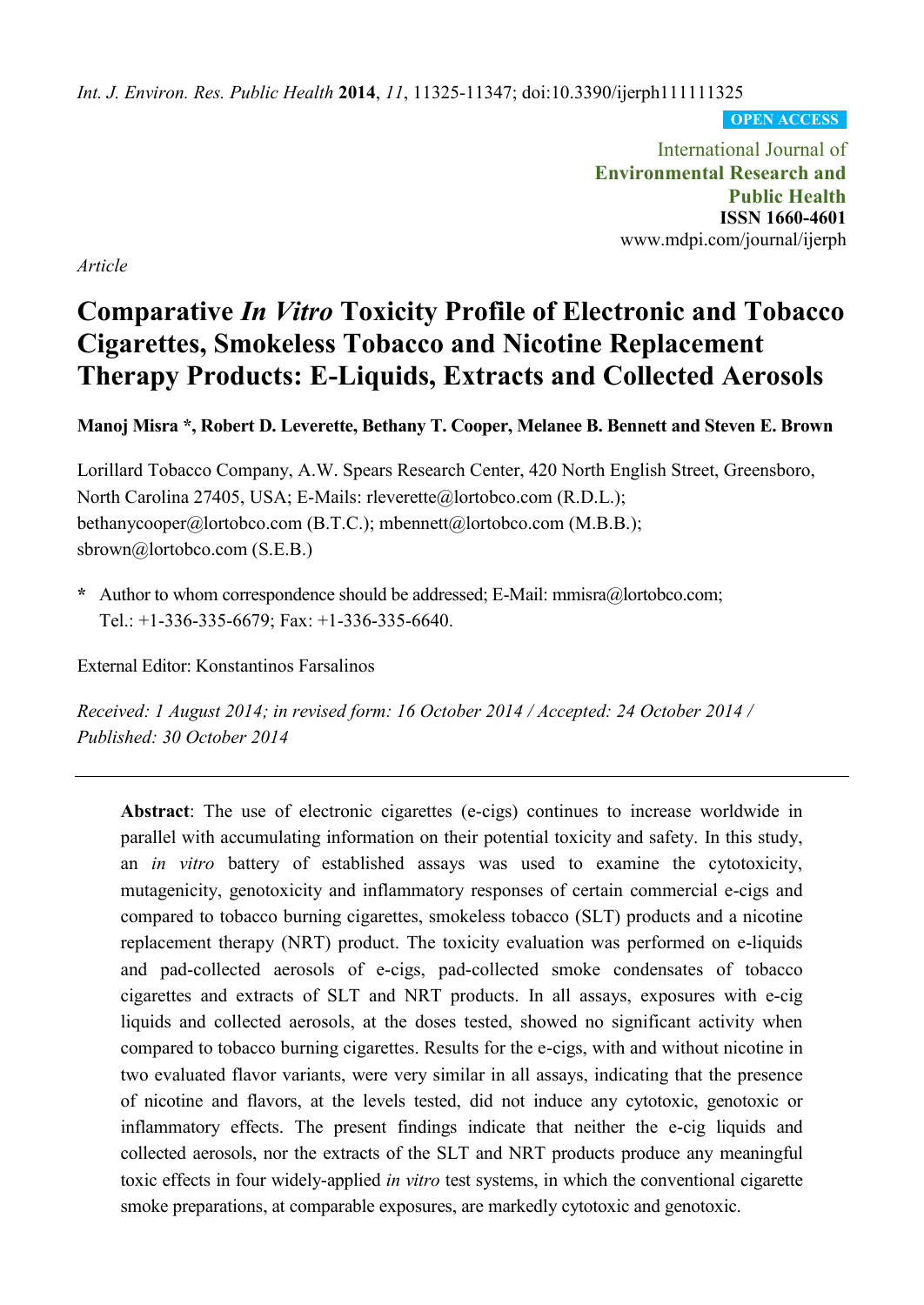*Int. J. Environ. Res. Public Health* **2014**, *11*, 11325-11347; doi:10.3390/ijerph111111325

**OPEN ACCESS**

International Journal of
**Environmental Research and Public Health**
**ISSN 1660-4601**
www.mdpi.com/journal/ijerph

*Article*

# Comparative *In Vitro* Toxicity Profile of Electronic and Tobacco Cigarettes, Smokeless Tobacco and Nicotine Replacement Therapy Products: E-Liquids, Extracts and Collected Aerosols

**Manoj Misra \*, Robert D. Leverette, Bethany T. Cooper, Melanee B. Bennett and Steven E. Brown**

Lorillard Tobacco Company, A.W. Spears Research Center, 420 North English Street, Greensboro, North Carolina 27405, USA; E-Mails: rleverette@lortobco.com (R.D.L.); bethanycooper@lortobco.com (B.T.C.); mbennett@lortobco.com (M.B.B.); sbrown@lortobco.com (S.E.B.)

**\*** Author to whom correspondence should be addressed; E-Mail: mmisra@lortobco.com; Tel.: +1-336-335-6679; Fax: +1-336-335-6640.

External Editor: Konstantinos Farsalinos

*Received: 1 August 2014; in revised form: 16 October 2014 / Accepted: 24 October 2014 / Published: 30 October 2014*

---

**Abstract**: The use of electronic cigarettes (e-cigs) continues to increase worldwide in parallel with accumulating information on their potential toxicity and safety. In this study, an *in vitro* battery of established assays was used to examine the cytotoxicity, mutagenicity, genotoxicity and inflammatory responses of certain commercial e-cigs and compared to tobacco burning cigarettes, smokeless tobacco (SLT) products and a nicotine replacement therapy (NRT) product. The toxicity evaluation was performed on e-liquids and pad-collected aerosols of e-cigs, pad-collected smoke condensates of tobacco cigarettes and extracts of SLT and NRT products. In all assays, exposures with e-cig liquids and collected aerosols, at the doses tested, showed no significant activity when compared to tobacco burning cigarettes. Results for the e-cigs, with and without nicotine in two evaluated flavor variants, were very similar in all assays, indicating that the presence of nicotine and flavors, at the levels tested, did not induce any cytotoxic, genotoxic or inflammatory effects. The present findings indicate that neither the e-cig liquids and collected aerosols, nor the extracts of the SLT and NRT products produce any meaningful toxic effects in four widely-applied *in vitro* test systems, in which the conventional cigarette smoke preparations, at comparable exposures, are markedly cytotoxic and genotoxic.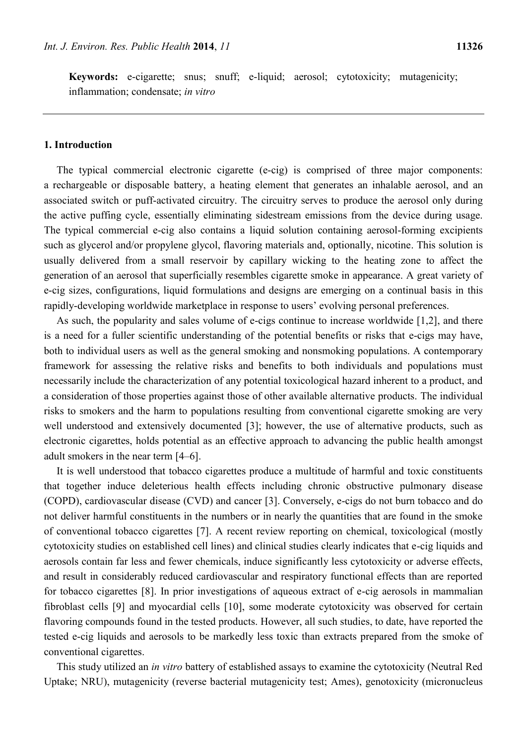**Keywords:** e-cigarette; snus; snuff; e-liquid; aerosol; cytotoxicity; mutagenicity; inflammation; condensate; *in vitro*

## 1. Introduction

The typical commercial electronic cigarette (e-cig) is comprised of three major components: a rechargeable or disposable battery, a heating element that generates an inhalable aerosol, and an associated switch or puff-activated circuitry. The circuitry serves to produce the aerosol only during the active puffing cycle, essentially eliminating sidestream emissions from the device during usage. The typical commercial e-cig also contains a liquid solution containing aerosol-forming excipients such as glycerol and/or propylene glycol, flavoring materials and, optionally, nicotine. This solution is usually delivered from a small reservoir by capillary wicking to the heating zone to affect the generation of an aerosol that superficially resembles cigarette smoke in appearance. A great variety of e-cig sizes, configurations, liquid formulations and designs are emerging on a continual basis in this rapidly-developing worldwide marketplace in response to users' evolving personal preferences.

As such, the popularity and sales volume of e-cigs continue to increase worldwide [1,2], and there is a need for a fuller scientific understanding of the potential benefits or risks that e-cigs may have, both to individual users as well as the general smoking and nonsmoking populations. A contemporary framework for assessing the relative risks and benefits to both individuals and populations must necessarily include the characterization of any potential toxicological hazard inherent to a product, and a consideration of those properties against those of other available alternative products. The individual risks to smokers and the harm to populations resulting from conventional cigarette smoking are very well understood and extensively documented [3]; however, the use of alternative products, such as electronic cigarettes, holds potential as an effective approach to advancing the public health amongst adult smokers in the near term [4–6].

It is well understood that tobacco cigarettes produce a multitude of harmful and toxic constituents that together induce deleterious health effects including chronic obstructive pulmonary disease (COPD), cardiovascular disease (CVD) and cancer [3]. Conversely, e-cigs do not burn tobacco and do not deliver harmful constituents in the numbers or in nearly the quantities that are found in the smoke of conventional tobacco cigarettes [7]. A recent review reporting on chemical, toxicological (mostly cytotoxicity studies on established cell lines) and clinical studies clearly indicates that e-cig liquids and aerosols contain far less and fewer chemicals, induce significantly less cytotoxicity or adverse effects, and result in considerably reduced cardiovascular and respiratory functional effects than are reported for tobacco cigarettes [8]. In prior investigations of aqueous extract of e-cig aerosols in mammalian fibroblast cells [9] and myocardial cells [10], some moderate cytotoxicity was observed for certain flavoring compounds found in the tested products. However, all such studies, to date, have reported the tested e-cig liquids and aerosols to be markedly less toxic than extracts prepared from the smoke of conventional cigarettes.

This study utilized an *in vitro* battery of established assays to examine the cytotoxicity (Neutral Red Uptake; NRU), mutagenicity (reverse bacterial mutagenicity test; Ames), genotoxicity (micronucleus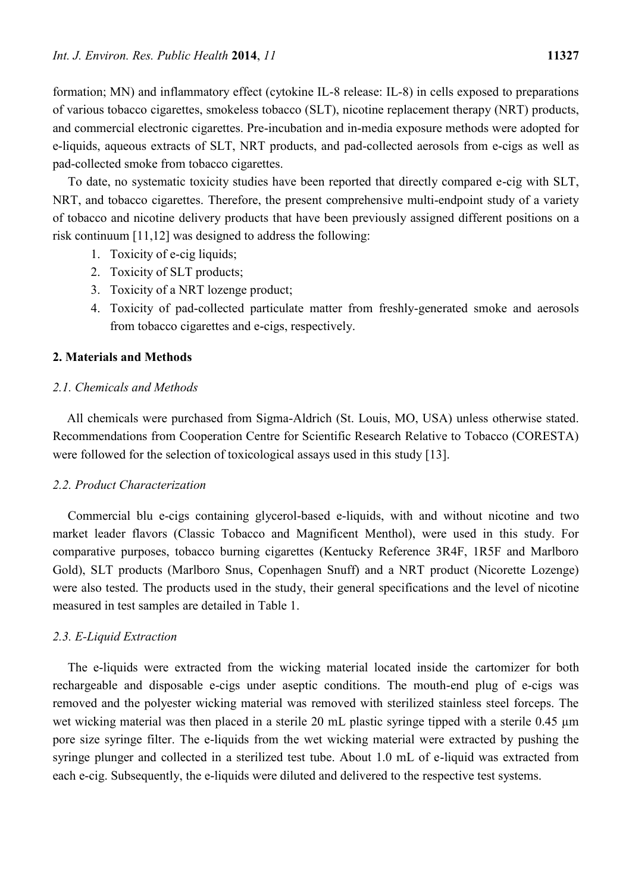formation; MN) and inflammatory effect (cytokine IL-8 release: IL-8) in cells exposed to preparations of various tobacco cigarettes, smokeless tobacco (SLT), nicotine replacement therapy (NRT) products, and commercial electronic cigarettes. Pre-incubation and in-media exposure methods were adopted for e-liquids, aqueous extracts of SLT, NRT products, and pad-collected aerosols from e-cigs as well as pad-collected smoke from tobacco cigarettes.

To date, no systematic toxicity studies have been reported that directly compared e-cig with SLT, NRT, and tobacco cigarettes. Therefore, the present comprehensive multi-endpoint study of a variety of tobacco and nicotine delivery products that have been previously assigned different positions on a risk continuum [11,12] was designed to address the following:

1. Toxicity of e-cig liquids;
2. Toxicity of SLT products;
3. Toxicity of a NRT lozenge product;
4. Toxicity of pad-collected particulate matter from freshly-generated smoke and aerosols from tobacco cigarettes and e-cigs, respectively.

## 2. Materials and Methods

### 2.1. Chemicals and Methods

All chemicals were purchased from Sigma-Aldrich (St. Louis, MO, USA) unless otherwise stated. Recommendations from Cooperation Centre for Scientific Research Relative to Tobacco (CORESTA) were followed for the selection of toxicological assays used in this study [13].

### 2.2. Product Characterization

Commercial blu e-cigs containing glycerol-based e-liquids, with and without nicotine and two market leader flavors (Classic Tobacco and Magnificent Menthol), were used in this study. For comparative purposes, tobacco burning cigarettes (Kentucky Reference 3R4F, 1R5F and Marlboro Gold), SLT products (Marlboro Snus, Copenhagen Snuff) and a NRT product (Nicorette Lozenge) were also tested. The products used in the study, their general specifications and the level of nicotine measured in test samples are detailed in Table 1.

### 2.3. E-Liquid Extraction

The e-liquids were extracted from the wicking material located inside the cartomizer for both rechargeable and disposable e-cigs under aseptic conditions. The mouth-end plug of e-cigs was removed and the polyester wicking material was removed with sterilized stainless steel forceps. The wet wicking material was then placed in a sterile 20 mL plastic syringe tipped with a sterile 0.45 μm pore size syringe filter. The e-liquids from the wet wicking material were extracted by pushing the syringe plunger and collected in a sterilized test tube. About 1.0 mL of e-liquid was extracted from each e-cig. Subsequently, the e-liquids were diluted and delivered to the respective test systems.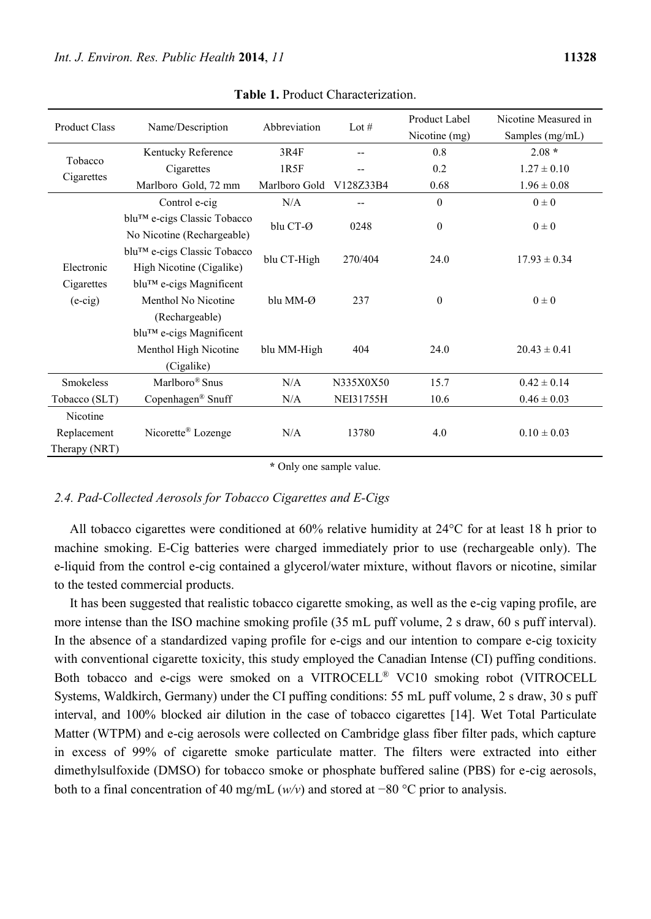**Table 1.** Product Characterization.

| Product Class | Name/Description | Abbreviation | Lot # | Product Label Nicotine (mg) | Nicotine Measured in Samples (mg/mL) |
|---|---|---|---|---|---|
| Tobacco Cigarettes | Kentucky Reference Cigarettes | 3R4F | -- | 0.8 | 2.08 * |
| | | 1R5F | -- | 0.2 | 1.27 ± 0.10 |
| | Marlboro Gold, 72 mm | Marlboro Gold | V128Z33B4 | 0.68 | 1.96 ± 0.08 |
| Electronic Cigarettes (e-cig) | Control e-cig | N/A | -- | 0 | 0 ± 0 |
| | blu™ e-cigs Classic Tobacco No Nicotine (Rechargeable) | blu CT-Ø | 0248 | 0 | 0 ± 0 |
| | blu™ e-cigs Classic Tobacco High Nicotine (Cigalike) | blu CT-High | 270/404 | 24.0 | 17.93 ± 0.34 |
| | blu™ e-cigs Magnificent Menthol No Nicotine (Rechargeable) | blu MM-Ø | 237 | 0 | 0 ± 0 |
| | blu™ e-cigs Magnificent Menthol High Nicotine (Cigalike) | blu MM-High | 404 | 24.0 | 20.43 ± 0.41 |
| Smokeless Tobacco (SLT) | Marlboro® Snus | N/A | N335X0X50 | 15.7 | 0.42 ± 0.14 |
| | Copenhagen® Snuff | N/A | NEI31755H | 10.6 | 0.46 ± 0.03 |
| Nicotine Replacement Therapy (NRT) | Nicorette® Lozenge | N/A | 13780 | 4.0 | 0.10 ± 0.03 |

\* Only one sample value.

### *2.4. Pad-Collected Aerosols for Tobacco Cigarettes and E-Cigs*

All tobacco cigarettes were conditioned at 60% relative humidity at 24°C for at least 18 h prior to machine smoking. E-Cig batteries were charged immediately prior to use (rechargeable only). The e-liquid from the control e-cig contained a glycerol/water mixture, without flavors or nicotine, similar to the tested commercial products.

It has been suggested that realistic tobacco cigarette smoking, as well as the e-cig vaping profile, are more intense than the ISO machine smoking profile (35 mL puff volume, 2 s draw, 60 s puff interval). In the absence of a standardized vaping profile for e-cigs and our intention to compare e-cig toxicity with conventional cigarette toxicity, this study employed the Canadian Intense (CI) puffing conditions. Both tobacco and e-cigs were smoked on a VITROCELL® VC10 smoking robot (VITROCELL Systems, Waldkirch, Germany) under the CI puffing conditions: 55 mL puff volume, 2 s draw, 30 s puff interval, and 100% blocked air dilution in the case of tobacco cigarettes [14]. Wet Total Particulate Matter (WTPM) and e-cig aerosols were collected on Cambridge glass fiber filter pads, which capture in excess of 99% of cigarette smoke particulate matter. The filters were extracted into either dimethylsulfoxide (DMSO) for tobacco smoke or phosphate buffered saline (PBS) for e-cig aerosols, both to a final concentration of 40 mg/mL (*w/v*) and stored at −80 °C prior to analysis.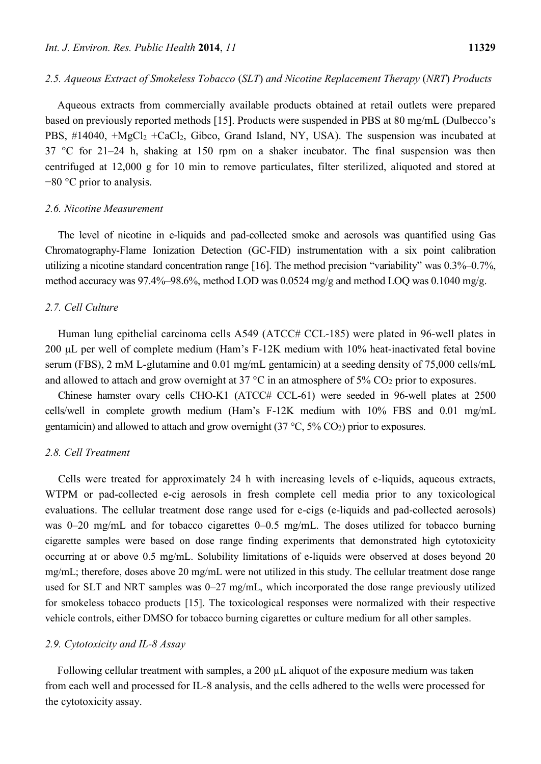### 2.5. Aqueous Extract of Smokeless Tobacco (SLT) and Nicotine Replacement Therapy (NRT) Products

Aqueous extracts from commercially available products obtained at retail outlets were prepared based on previously reported methods [15]. Products were suspended in PBS at 80 mg/mL (Dulbecco's PBS, #14040, $+MgCl_2$ $+CaCl_2$, Gibco, Grand Island, NY, USA). The suspension was incubated at 37 °C for 21–24 h, shaking at 150 rpm on a shaker incubator. The final suspension was then centrifuged at 12,000 g for 10 min to remove particulates, filter sterilized, aliquoted and stored at −80 °C prior to analysis.

### 2.6. Nicotine Measurement

The level of nicotine in e-liquids and pad-collected smoke and aerosols was quantified using Gas Chromatography-Flame Ionization Detection (GC-FID) instrumentation with a six point calibration utilizing a nicotine standard concentration range [16]. The method precision "variability" was 0.3%–0.7%, method accuracy was 97.4%–98.6%, method LOD was 0.0524 mg/g and method LOQ was 0.1040 mg/g.

### 2.7. Cell Culture

Human lung epithelial carcinoma cells A549 (ATCC# CCL-185) were plated in 96-well plates in 200 µL per well of complete medium (Ham's F-12K medium with 10% heat-inactivated fetal bovine serum (FBS), 2 mM L-glutamine and 0.01 mg/mL gentamicin) at a seeding density of 75,000 cells/mL and allowed to attach and grow overnight at 37 °C in an atmosphere of 5% $CO_2$ prior to exposures.

Chinese hamster ovary cells CHO-K1 (ATCC# CCL-61) were seeded in 96-well plates at 2500 cells/well in complete growth medium (Ham's F-12K medium with 10% FBS and 0.01 mg/mL gentamicin) and allowed to attach and grow overnight (37 °C, 5% $CO_2$) prior to exposures.

### 2.8. Cell Treatment

Cells were treated for approximately 24 h with increasing levels of e-liquids, aqueous extracts, WTPM or pad-collected e-cig aerosols in fresh complete cell media prior to any toxicological evaluations. The cellular treatment dose range used for e-cigs (e-liquids and pad-collected aerosols) was 0–20 mg/mL and for tobacco cigarettes 0–0.5 mg/mL. The doses utilized for tobacco burning cigarette samples were based on dose range finding experiments that demonstrated high cytotoxicity occurring at or above 0.5 mg/mL. Solubility limitations of e-liquids were observed at doses beyond 20 mg/mL; therefore, doses above 20 mg/mL were not utilized in this study. The cellular treatment dose range used for SLT and NRT samples was 0–27 mg/mL, which incorporated the dose range previously utilized for smokeless tobacco products [15]. The toxicological responses were normalized with their respective vehicle controls, either DMSO for tobacco burning cigarettes or culture medium for all other samples.

### 2.9. Cytotoxicity and IL-8 Assay

Following cellular treatment with samples, a 200 µL aliquot of the exposure medium was taken from each well and processed for IL-8 analysis, and the cells adhered to the wells were processed for the cytotoxicity assay.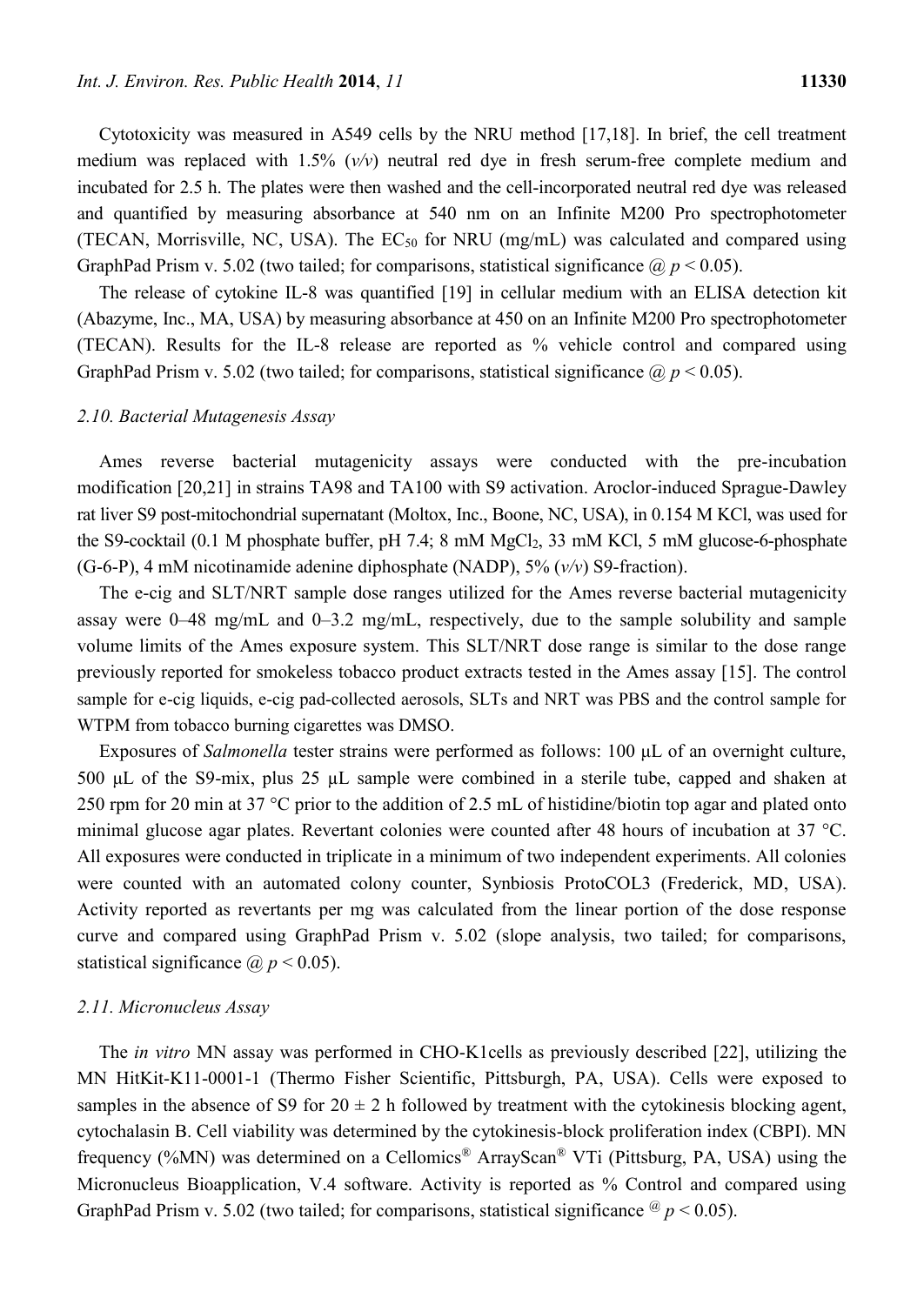Cytotoxicity was measured in A549 cells by the NRU method [17,18]. In brief, the cell treatment medium was replaced with 1.5% (*v/v*) neutral red dye in fresh serum-free complete medium and incubated for 2.5 h. The plates were then washed and the cell-incorporated neutral red dye was released and quantified by measuring absorbance at 540 nm on an Infinite M200 Pro spectrophotometer (TECAN, Morrisville, NC, USA). The $EC_{50}$ for NRU (mg/mL) was calculated and compared using GraphPad Prism v. 5.02 (two tailed; for comparisons, statistical significance @ $p < 0.05$).

The release of cytokine IL-8 was quantified [19] in cellular medium with an ELISA detection kit (Abazyme, Inc., MA, USA) by measuring absorbance at 450 on an Infinite M200 Pro spectrophotometer (TECAN). Results for the IL-8 release are reported as % vehicle control and compared using GraphPad Prism v. 5.02 (two tailed; for comparisons, statistical significance @ $p < 0.05$).

### *2.10. Bacterial Mutagenesis Assay*

Ames reverse bacterial mutagenicity assays were conducted with the pre-incubation modification [20,21] in strains TA98 and TA100 with S9 activation. Aroclor-induced Sprague-Dawley rat liver S9 post-mitochondrial supernatant (Moltox, Inc., Boone, NC, USA), in 0.154 M KCl, was used for the S9-cocktail (0.1 M phosphate buffer, pH 7.4; 8 mM $MgCl_2$, 33 mM KCl, 5 mM glucose-6-phosphate (G-6-P), 4 mM nicotinamide adenine diphosphate (NADP), 5% (*v/v*) S9-fraction).

The e-cig and SLT/NRT sample dose ranges utilized for the Ames reverse bacterial mutagenicity assay were 0–48 mg/mL and 0–3.2 mg/mL, respectively, due to the sample solubility and sample volume limits of the Ames exposure system. This SLT/NRT dose range is similar to the dose range previously reported for smokeless tobacco product extracts tested in the Ames assay [15]. The control sample for e-cig liquids, e-cig pad-collected aerosols, SLTs and NRT was PBS and the control sample for WTPM from tobacco burning cigarettes was DMSO.

Exposures of *Salmonella* tester strains were performed as follows: 100 µL of an overnight culture, 500 µL of the S9-mix, plus 25 µL sample were combined in a sterile tube, capped and shaken at 250 rpm for 20 min at 37 °C prior to the addition of 2.5 mL of histidine/biotin top agar and plated onto minimal glucose agar plates. Revertant colonies were counted after 48 hours of incubation at 37 °C. All exposures were conducted in triplicate in a minimum of two independent experiments. All colonies were counted with an automated colony counter, Synbiosis ProtoCOL3 (Frederick, MD, USA). Activity reported as revertants per mg was calculated from the linear portion of the dose response curve and compared using GraphPad Prism v. 5.02 (slope analysis, two tailed; for comparisons, statistical significance @ $p < 0.05$).

### *2.11. Micronucleus Assay*

The *in vitro* MN assay was performed in CHO-K1cells as previously described [22], utilizing the MN HitKit-K11-0001-1 (Thermo Fisher Scientific, Pittsburgh, PA, USA). Cells were exposed to samples in the absence of S9 for 20 ± 2 h followed by treatment with the cytokinesis blocking agent, cytochalasin B. Cell viability was determined by the cytokinesis-block proliferation index (CBPI). MN frequency (%MN) was determined on a Cellomics® ArrayScan® VTi (Pittsburg, PA, USA) using the Micronucleus Bioapplication, V.4 software. Activity is reported as % Control and compared using GraphPad Prism v. 5.02 (two tailed; for comparisons, statistical significance @ $p < 0.05$).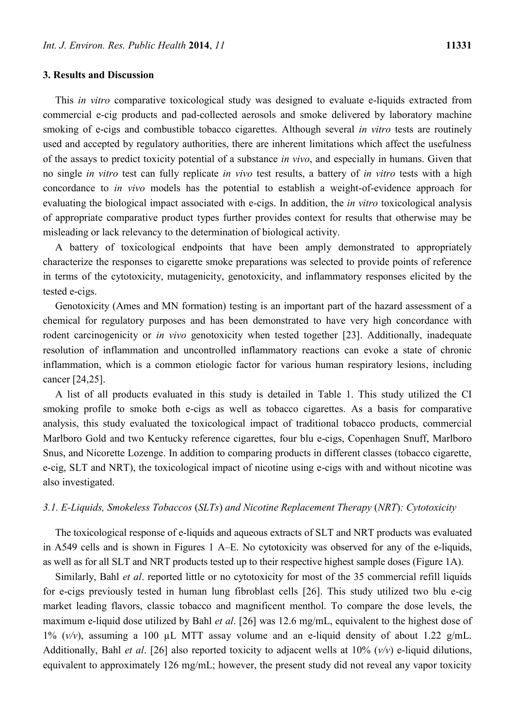## 3. Results and Discussion

This *in vitro* comparative toxicological study was designed to evaluate e-liquids extracted from commercial e-cig products and pad-collected aerosols and smoke delivered by laboratory machine smoking of e-cigs and combustible tobacco cigarettes. Although several *in vitro* tests are routinely used and accepted by regulatory authorities, there are inherent limitations which affect the usefulness of the assays to predict toxicity potential of a substance *in vivo*, and especially in humans. Given that no single *in vitro* test can fully replicate *in vivo* test results, a battery of *in vitro* tests with a high concordance to *in vivo* models has the potential to establish a weight-of-evidence approach for evaluating the biological impact associated with e-cigs. In addition, the *in vitro* toxicological analysis of appropriate comparative product types further provides context for results that otherwise may be misleading or lack relevancy to the determination of biological activity.

A battery of toxicological endpoints that have been amply demonstrated to appropriately characterize the responses to cigarette smoke preparations was selected to provide points of reference in terms of the cytotoxicity, mutagenicity, genotoxicity, and inflammatory responses elicited by the tested e-cigs.

Genotoxicity (Ames and MN formation) testing is an important part of the hazard assessment of a chemical for regulatory purposes and has been demonstrated to have very high concordance with rodent carcinogenicity or *in vivo* genotoxicity when tested together [23]. Additionally, inadequate resolution of inflammation and uncontrolled inflammatory reactions can evoke a state of chronic inflammation, which is a common etiologic factor for various human respiratory lesions, including cancer [24,25].

A list of all products evaluated in this study is detailed in Table 1. This study utilized the CI smoking profile to smoke both e-cigs as well as tobacco cigarettes. As a basis for comparative analysis, this study evaluated the toxicological impact of traditional tobacco products, commercial Marlboro Gold and two Kentucky reference cigarettes, four blu e-cigs, Copenhagen Snuff, Marlboro Snus, and Nicorette Lozenge. In addition to comparing products in different classes (tobacco cigarette, e-cig, SLT and NRT), the toxicological impact of nicotine using e-cigs with and without nicotine was also investigated.

### 3.1. E-Liquids, Smokeless Tobaccos (*SLTs*) and Nicotine Replacement Therapy (*NRT*)*: Cytotoxicity*

The toxicological response of e-liquids and aqueous extracts of SLT and NRT products was evaluated in A549 cells and is shown in Figures 1 A–E. No cytotoxicity was observed for any of the e-liquids, as well as for all SLT and NRT products tested up to their respective highest sample doses (Figure 1A).

Similarly, Bahl *et al*. reported little or no cytotoxicity for most of the 35 commercial refill liquids for e-cigs previously tested in human lung fibroblast cells [26]. This study utilized two blu e-cig market leading flavors, classic tobacco and magnificent menthol. To compare the dose levels, the maximum e-liquid dose utilized by Bahl *et al*. [26] was 12.6 mg/mL, equivalent to the highest dose of 1% (*v/v*), assuming a 100 µL MTT assay volume and an e-liquid density of about 1.22 g/mL. Additionally, Bahl *et al*. [26] also reported toxicity to adjacent wells at 10% (*v/v*) e-liquid dilutions, equivalent to approximately 126 mg/mL; however, the present study did not reveal any vapor toxicity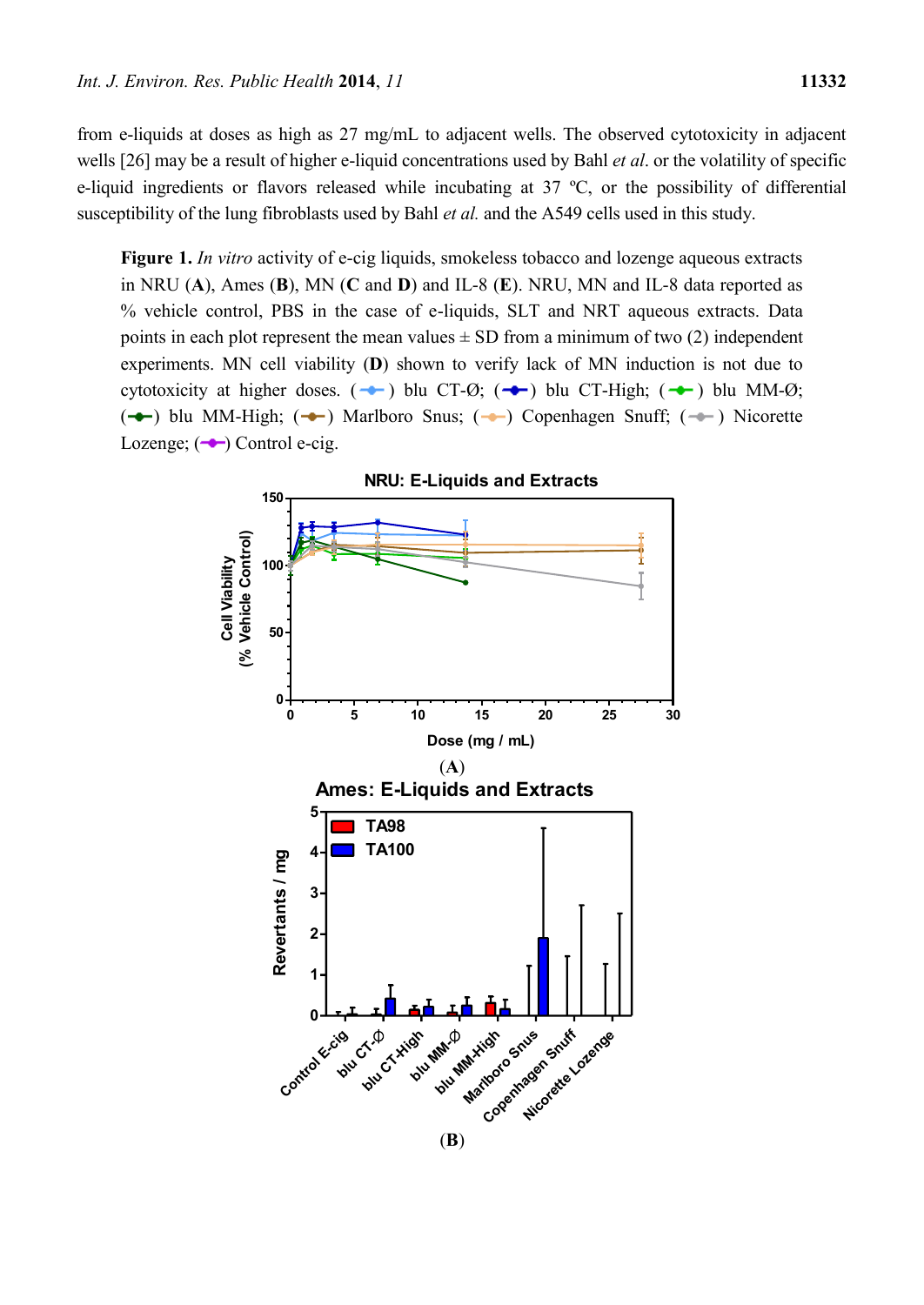from e-liquids at doses as high as 27 mg/mL to adjacent wells. The observed cytotoxicity in adjacent wells [26] may be a result of higher e-liquid concentrations used by Bahl *et al*. or the volatility of specific e-liquid ingredients or flavors released while incubating at 37 ºC, or the possibility of differential susceptibility of the lung fibroblasts used by Bahl *et al.* and the A549 cells used in this study.

**Figure 1.** *In vitro* activity of e-cig liquids, smokeless tobacco and lozenge aqueous extracts in NRU (**A**), Ames (**B**), MN (**C** and **D**) and IL-8 (**E**). NRU, MN and IL-8 data reported as % vehicle control, PBS in the case of e-liquids, SLT and NRT aqueous extracts. Data points in each plot represent the mean values ± SD from a minimum of two (2) independent experiments. MN cell viability (**D**) shown to verify lack of MN induction is not due to cytotoxicity at higher doses. (-●-) blu CT-Ø; (-●-) blu CT-High; (-●-) blu MM-Ø; (-●-) blu MM-High; (-●-) Marlboro Snus; (-●-) Copenhagen Snuff; (-●-) Nicorette Lozenge; (-●-) Control e-cig.

(**A**)

(**B**)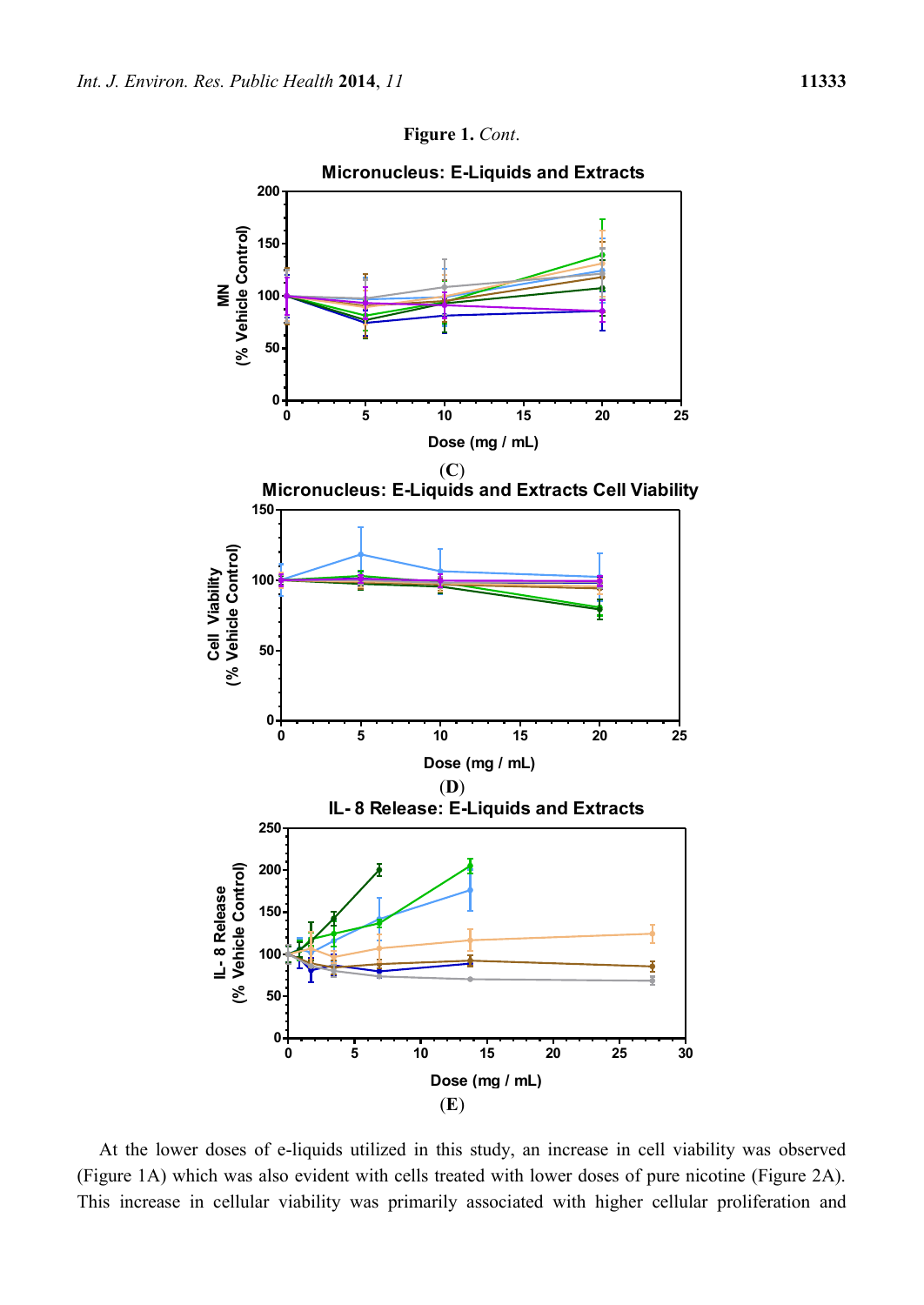**Figure 1.** *Cont.*

(**C**)

(**D**)

(**E**)

At the lower doses of e-liquids utilized in this study, an increase in cell viability was observed (Figure 1A) which was also evident with cells treated with lower doses of pure nicotine (Figure 2A). This increase in cellular viability was primarily associated with higher cellular proliferation and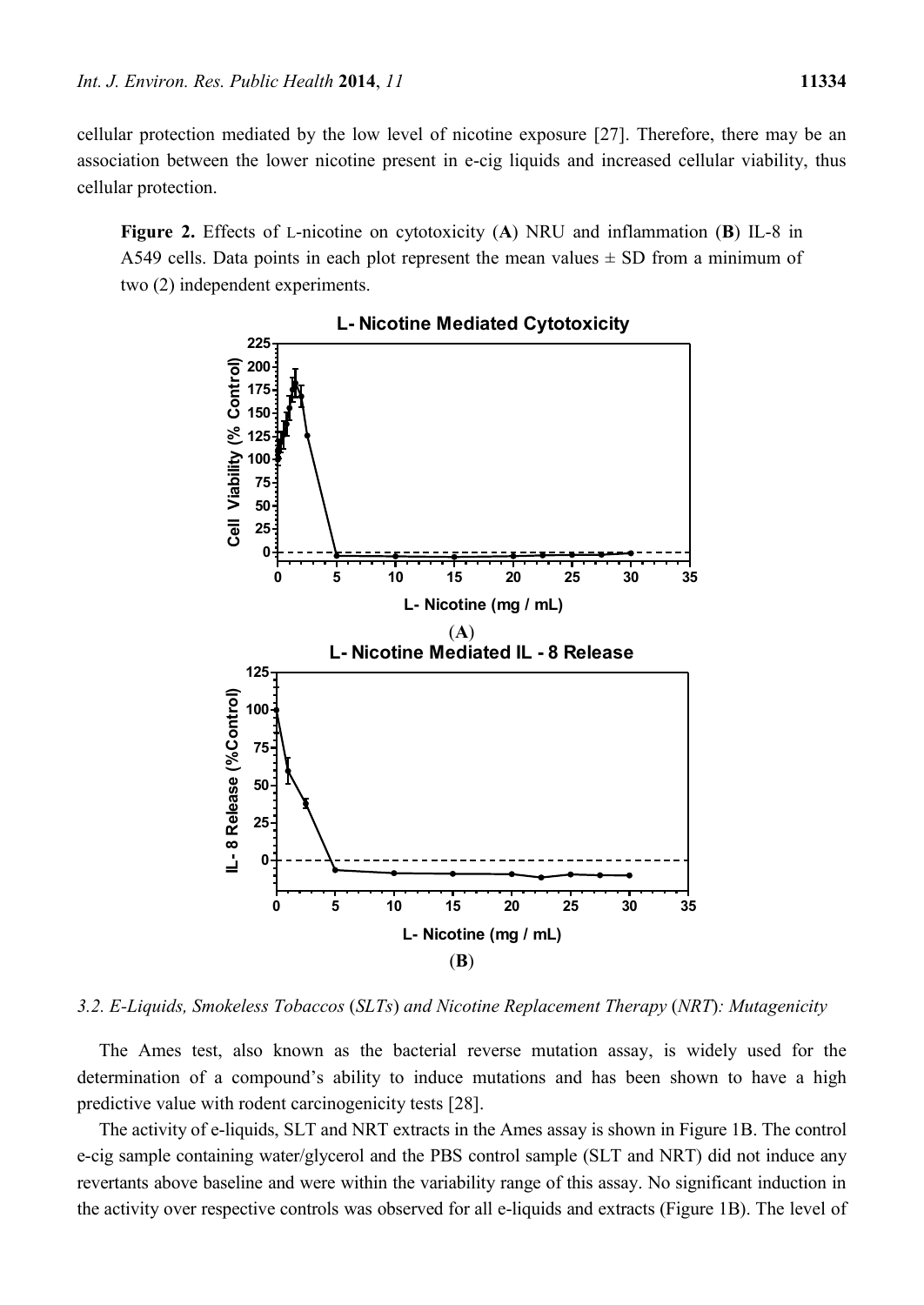cellular protection mediated by the low level of nicotine exposure [27]. Therefore, there may be an association between the lower nicotine present in e-cig liquids and increased cellular viability, thus cellular protection.

**Figure 2.** Effects of L-nicotine on cytotoxicity (**A**) NRU and inflammation (**B**) IL-8 in A549 cells. Data points in each plot represent the mean values ± SD from a minimum of two (2) independent experiments.

(**A**)

(**B**)

### *3.2. E-Liquids, Smokeless Tobaccos (SLTs) and Nicotine Replacement Therapy (NRT): Mutagenicity*

The Ames test, also known as the bacterial reverse mutation assay, is widely used for the determination of a compound's ability to induce mutations and has been shown to have a high predictive value with rodent carcinogenicity tests [28].

The activity of e-liquids, SLT and NRT extracts in the Ames assay is shown in Figure 1B. The control e-cig sample containing water/glycerol and the PBS control sample (SLT and NRT) did not induce any revertants above baseline and were within the variability range of this assay. No significant induction in the activity over respective controls was observed for all e-liquids and extracts (Figure 1B). The level of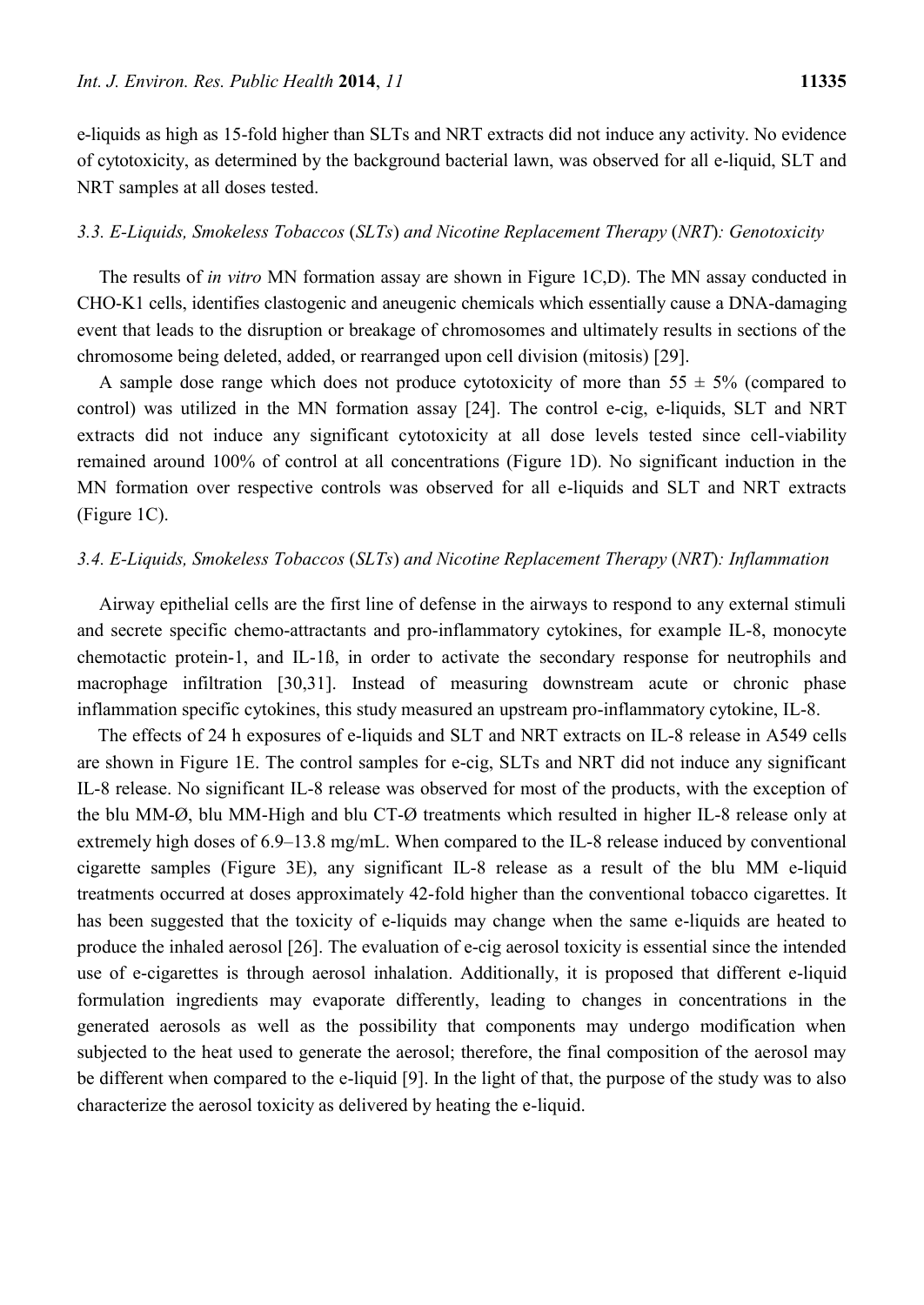e-liquids as high as 15-fold higher than SLTs and NRT extracts did not induce any activity. No evidence of cytotoxicity, as determined by the background bacterial lawn, was observed for all e-liquid, SLT and NRT samples at all doses tested.

### *3.3. E-Liquids, Smokeless Tobaccos (SLTs) and Nicotine Replacement Therapy (NRT): Genotoxicity*

The results of *in vitro* MN formation assay are shown in Figure 1C,D). The MN assay conducted in CHO-K1 cells, identifies clastogenic and aneugenic chemicals which essentially cause a DNA-damaging event that leads to the disruption or breakage of chromosomes and ultimately results in sections of the chromosome being deleted, added, or rearranged upon cell division (mitosis) [29].

A sample dose range which does not produce cytotoxicity of more than $55 \pm 5\%$ (compared to control) was utilized in the MN formation assay [24]. The control e-cig, e-liquids, SLT and NRT extracts did not induce any significant cytotoxicity at all dose levels tested since cell-viability remained around 100% of control at all concentrations (Figure 1D). No significant induction in the MN formation over respective controls was observed for all e-liquids and SLT and NRT extracts (Figure 1C).

### *3.4. E-Liquids, Smokeless Tobaccos (SLTs) and Nicotine Replacement Therapy (NRT): Inflammation*

Airway epithelial cells are the first line of defense in the airways to respond to any external stimuli and secrete specific chemo-attractants and pro-inflammatory cytokines, for example IL-8, monocyte chemotactic protein-1, and IL-1ß, in order to activate the secondary response for neutrophils and macrophage infiltration [30,31]. Instead of measuring downstream acute or chronic phase inflammation specific cytokines, this study measured an upstream pro-inflammatory cytokine, IL-8.

The effects of 24 h exposures of e-liquids and SLT and NRT extracts on IL-8 release in A549 cells are shown in Figure 1E. The control samples for e-cig, SLTs and NRT did not induce any significant IL-8 release. No significant IL-8 release was observed for most of the products, with the exception of the blu MM-Ø, blu MM-High and blu CT-Ø treatments which resulted in higher IL-8 release only at extremely high doses of 6.9–13.8 mg/mL. When compared to the IL-8 release induced by conventional cigarette samples (Figure 3E), any significant IL-8 release as a result of the blu MM e-liquid treatments occurred at doses approximately 42-fold higher than the conventional tobacco cigarettes. It has been suggested that the toxicity of e-liquids may change when the same e-liquids are heated to produce the inhaled aerosol [26]. The evaluation of e-cig aerosol toxicity is essential since the intended use of e-cigarettes is through aerosol inhalation. Additionally, it is proposed that different e-liquid formulation ingredients may evaporate differently, leading to changes in concentrations in the generated aerosols as well as the possibility that components may undergo modification when subjected to the heat used to generate the aerosol; therefore, the final composition of the aerosol may be different when compared to the e-liquid [9]. In the light of that, the purpose of the study was to also characterize the aerosol toxicity as delivered by heating the e-liquid.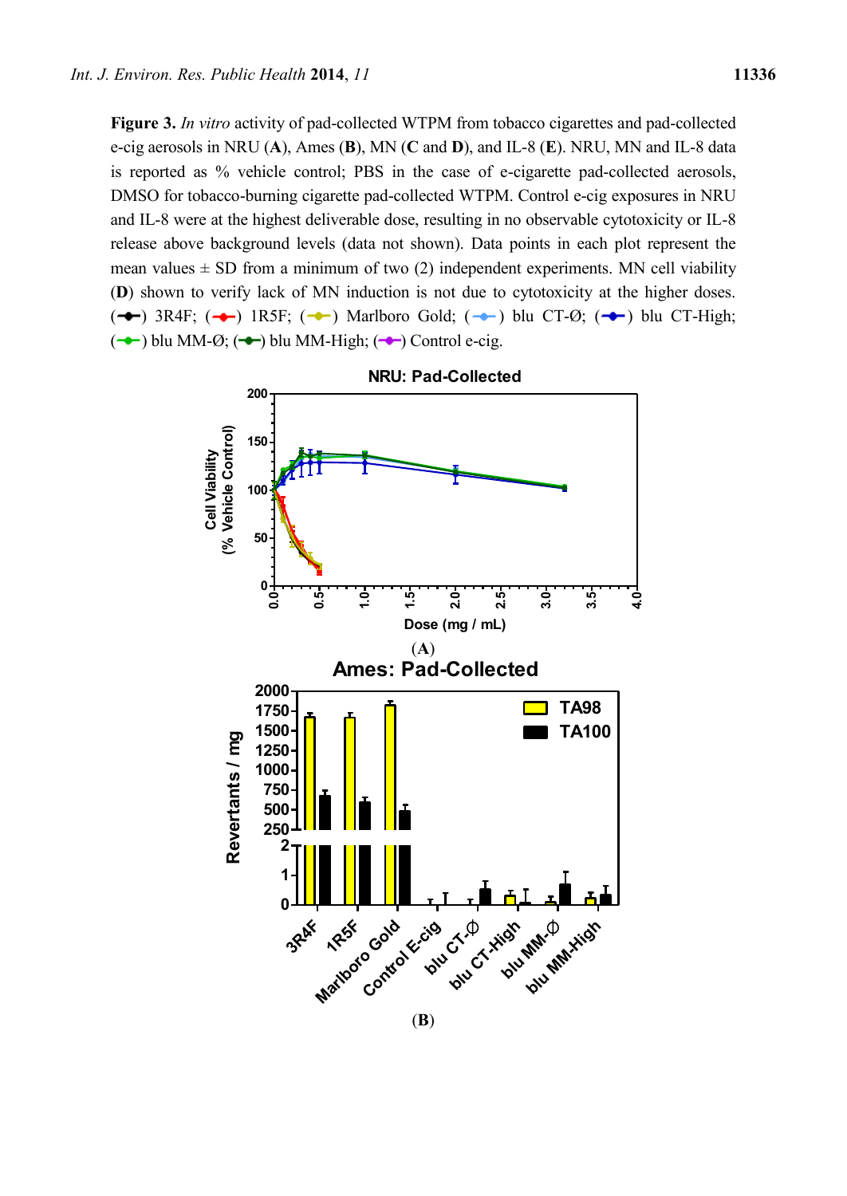**Figure 3.** *In vitro* activity of pad-collected WTPM from tobacco cigarettes and pad-collected e-cig aerosols in NRU (**A**), Ames (**B**), MN (**C** and **D**), and IL-8 (**E**). NRU, MN and IL-8 data is reported as % vehicle control; PBS in the case of e-cigarette pad-collected aerosols, DMSO for tobacco-burning cigarette pad-collected WTPM. Control e-cig exposures in NRU and IL-8 were at the highest deliverable dose, resulting in no observable cytotoxicity or IL-8 release above background levels (data not shown). Data points in each plot represent the mean values ± SD from a minimum of two (2) independent experiments. MN cell viability (**D**) shown to verify lack of MN induction is not due to cytotoxicity at the higher doses. (black) 3R4F; (red) 1R5F; (yellow) Marlboro Gold; (light blue) blu CT-Ø; (dark blue) blu CT-High; (green) blu MM-Ø; (dark green) blu MM-High; (purple) Control e-cig.

(**A**)

(**B**)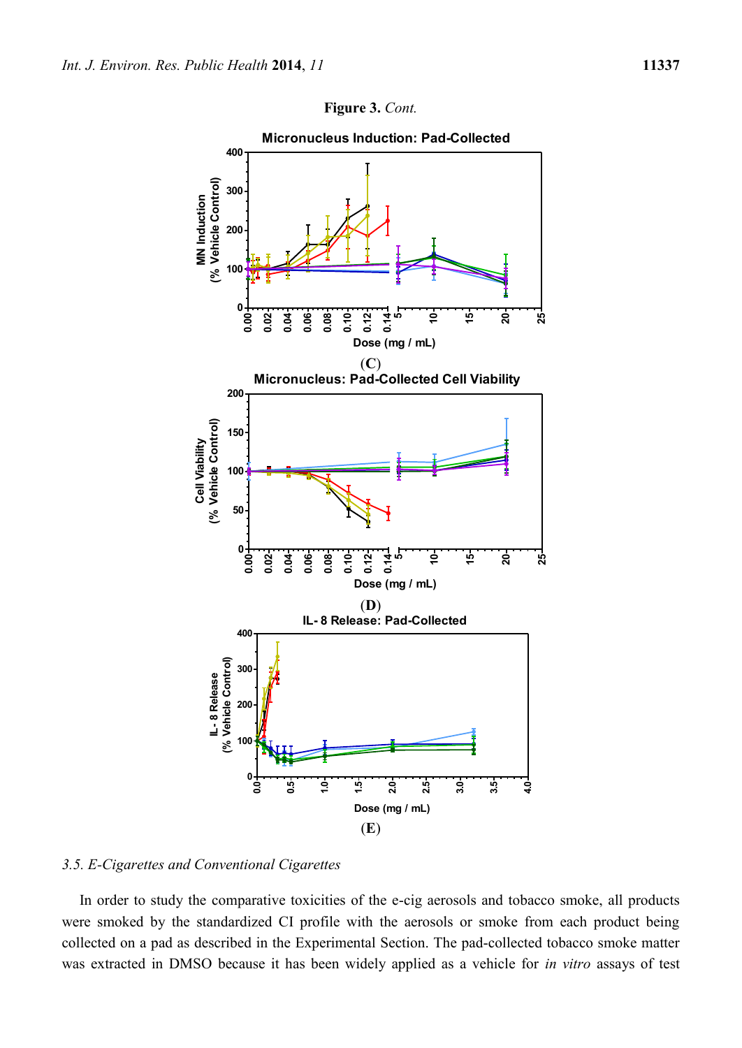**Figure 3.** *Cont.*

(**C**)

(**D**)

(**E**)

*3.5. E-Cigarettes and Conventional Cigarettes*

In order to study the comparative toxicities of the e-cig aerosols and tobacco smoke, all products were smoked by the standardized CI profile with the aerosols or smoke from each product being collected on a pad as described in the Experimental Section. The pad-collected tobacco smoke matter was extracted in DMSO because it has been widely applied as a vehicle for *in vitro* assays of test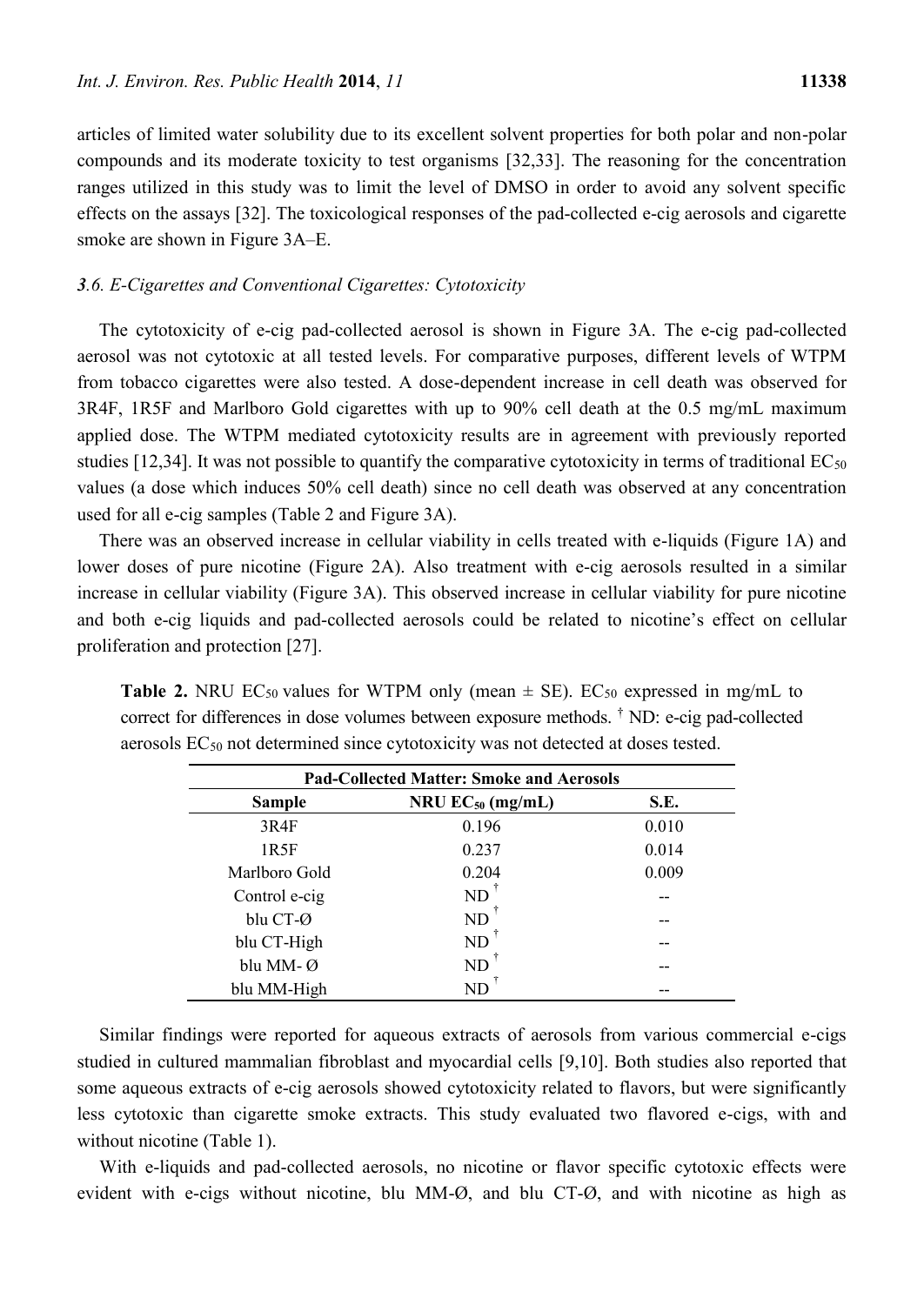articles of limited water solubility due to its excellent solvent properties for both polar and non-polar compounds and its moderate toxicity to test organisms [32,33]. The reasoning for the concentration ranges utilized in this study was to limit the level of DMSO in order to avoid any solvent specific effects on the assays [32]. The toxicological responses of the pad-collected e-cig aerosols and cigarette smoke are shown in Figure 3A–E.

### *3.6. E-Cigarettes and Conventional Cigarettes: Cytotoxicity*

The cytotoxicity of e-cig pad-collected aerosol is shown in Figure 3A. The e-cig pad-collected aerosol was not cytotoxic at all tested levels. For comparative purposes, different levels of WTPM from tobacco cigarettes were also tested. A dose-dependent increase in cell death was observed for 3R4F, 1R5F and Marlboro Gold cigarettes with up to 90% cell death at the 0.5 mg/mL maximum applied dose. The WTPM mediated cytotoxicity results are in agreement with previously reported studies [12,34]. It was not possible to quantify the comparative cytotoxicity in terms of traditional $EC_{50}$ values (a dose which induces 50% cell death) since no cell death was observed at any concentration used for all e-cig samples (Table 2 and Figure 3A).

There was an observed increase in cellular viability in cells treated with e-liquids (Figure 1A) and lower doses of pure nicotine (Figure 2A). Also treatment with e-cig aerosols resulted in a similar increase in cellular viability (Figure 3A). This observed increase in cellular viability for pure nicotine and both e-cig liquids and pad-collected aerosols could be related to nicotine's effect on cellular proliferation and protection [27].

**Table 2.** NRU $EC_{50}$ values for WTPM only (mean ± SE). $EC_{50}$ expressed in mg/mL to correct for differences in dose volumes between exposure methods. † ND: e-cig pad-collected aerosols $EC_{50}$ not determined since cytotoxicity was not detected at doses tested.

| Pad-Collected Matter: Smoke and Aerosols | | |
|---|---|---|
| **Sample** | **NRU $EC_{50}$ (mg/mL)** | **S.E.** |
| 3R4F | 0.196 | 0.010 |
| 1R5F | 0.237 | 0.014 |
| Marlboro Gold | 0.204 | 0.009 |
| Control e-cig | ND † | -- |
| blu CT-Ø | ND † | -- |
| blu CT-High | ND † | -- |
| blu MM- Ø | ND † | -- |
| blu MM-High | ND † | -- |

Similar findings were reported for aqueous extracts of aerosols from various commercial e-cigs studied in cultured mammalian fibroblast and myocardial cells [9,10]. Both studies also reported that some aqueous extracts of e-cig aerosols showed cytotoxicity related to flavors, but were significantly less cytotoxic than cigarette smoke extracts. This study evaluated two flavored e-cigs, with and without nicotine (Table 1).

With e-liquids and pad-collected aerosols, no nicotine or flavor specific cytotoxic effects were evident with e-cigs without nicotine, blu MM-Ø, and blu CT-Ø, and with nicotine as high as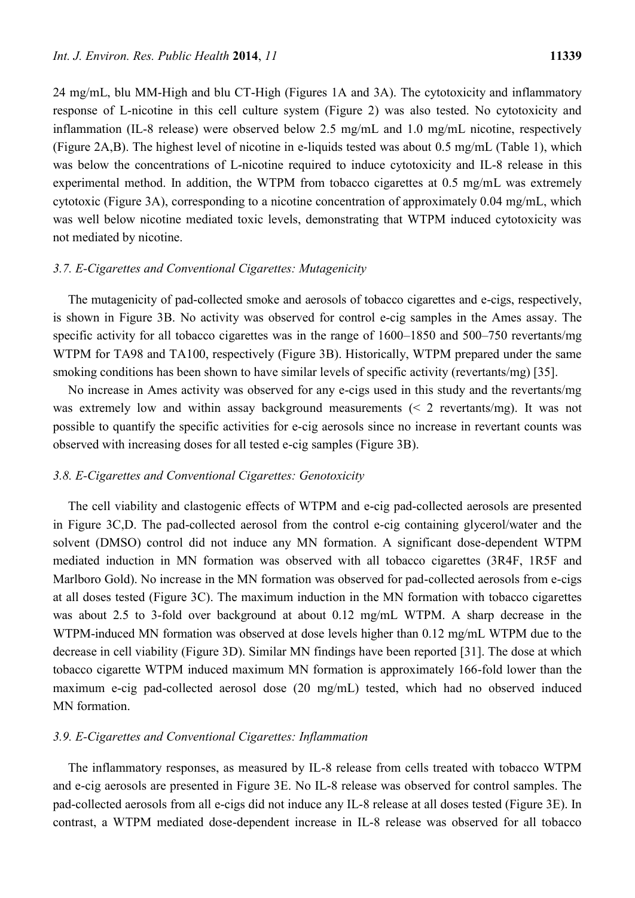24 mg/mL, blu MM-High and blu CT-High (Figures 1A and 3A). The cytotoxicity and inflammatory response of L-nicotine in this cell culture system (Figure 2) was also tested. No cytotoxicity and inflammation (IL-8 release) were observed below 2.5 mg/mL and 1.0 mg/mL nicotine, respectively (Figure 2A,B). The highest level of nicotine in e-liquids tested was about 0.5 mg/mL (Table 1), which was below the concentrations of L-nicotine required to induce cytotoxicity and IL-8 release in this experimental method. In addition, the WTPM from tobacco cigarettes at 0.5 mg/mL was extremely cytotoxic (Figure 3A), corresponding to a nicotine concentration of approximately 0.04 mg/mL, which was well below nicotine mediated toxic levels, demonstrating that WTPM induced cytotoxicity was not mediated by nicotine.

### *3.7. E-Cigarettes and Conventional Cigarettes: Mutagenicity*

The mutagenicity of pad-collected smoke and aerosols of tobacco cigarettes and e-cigs, respectively, is shown in Figure 3B. No activity was observed for control e-cig samples in the Ames assay. The specific activity for all tobacco cigarettes was in the range of 1600–1850 and 500–750 revertants/mg WTPM for TA98 and TA100, respectively (Figure 3B). Historically, WTPM prepared under the same smoking conditions has been shown to have similar levels of specific activity (revertants/mg) [35].

No increase in Ames activity was observed for any e-cigs used in this study and the revertants/mg was extremely low and within assay background measurements (< 2 revertants/mg). It was not possible to quantify the specific activities for e-cig aerosols since no increase in revertant counts was observed with increasing doses for all tested e-cig samples (Figure 3B).

### *3.8. E-Cigarettes and Conventional Cigarettes: Genotoxicity*

The cell viability and clastogenic effects of WTPM and e-cig pad-collected aerosols are presented in Figure 3C,D. The pad-collected aerosol from the control e-cig containing glycerol/water and the solvent (DMSO) control did not induce any MN formation. A significant dose-dependent WTPM mediated induction in MN formation was observed with all tobacco cigarettes (3R4F, 1R5F and Marlboro Gold). No increase in the MN formation was observed for pad-collected aerosols from e-cigs at all doses tested (Figure 3C). The maximum induction in the MN formation with tobacco cigarettes was about 2.5 to 3-fold over background at about 0.12 mg/mL WTPM. A sharp decrease in the WTPM-induced MN formation was observed at dose levels higher than 0.12 mg/mL WTPM due to the decrease in cell viability (Figure 3D). Similar MN findings have been reported [31]. The dose at which tobacco cigarette WTPM induced maximum MN formation is approximately 166-fold lower than the maximum e-cig pad-collected aerosol dose (20 mg/mL) tested, which had no observed induced MN formation.

### *3.9. E-Cigarettes and Conventional Cigarettes: Inflammation*

The inflammatory responses, as measured by IL-8 release from cells treated with tobacco WTPM and e-cig aerosols are presented in Figure 3E. No IL-8 release was observed for control samples. The pad-collected aerosols from all e-cigs did not induce any IL-8 release at all doses tested (Figure 3E). In contrast, a WTPM mediated dose-dependent increase in IL-8 release was observed for all tobacco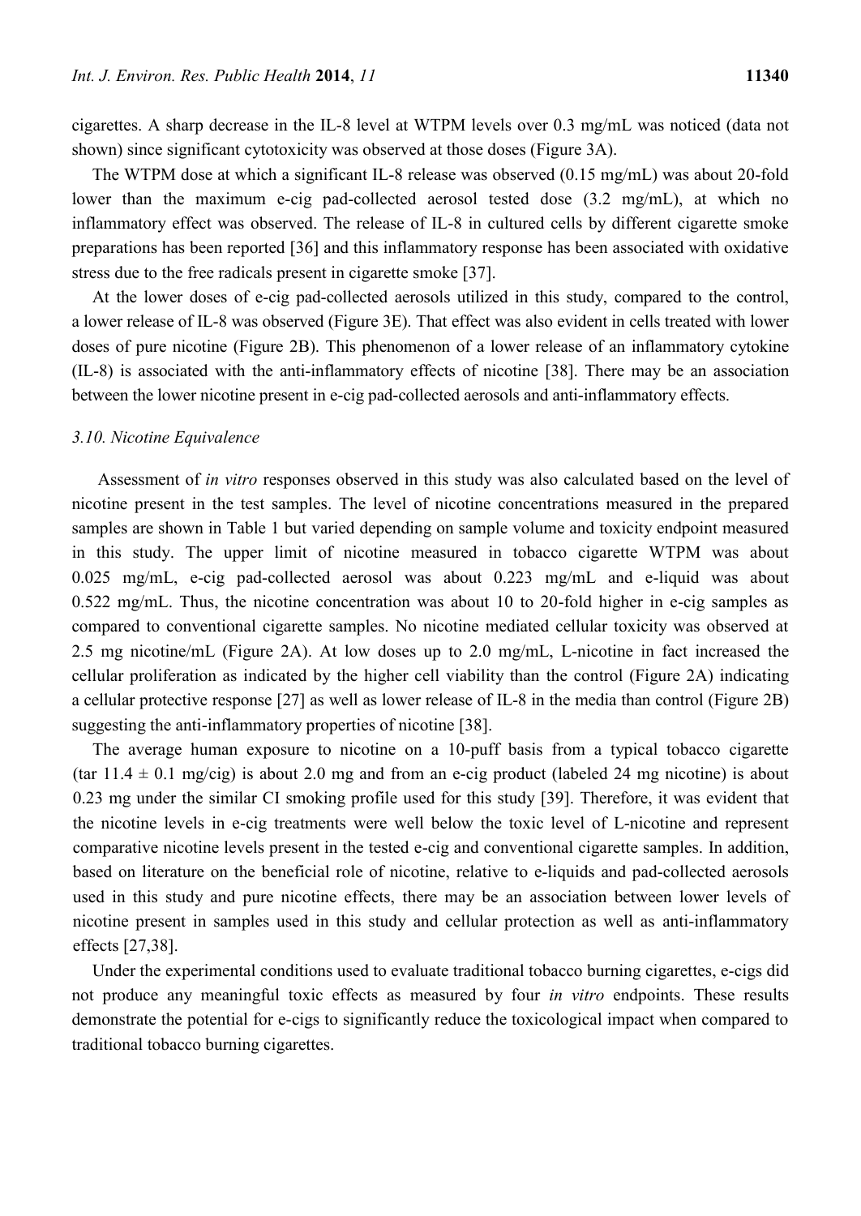cigarettes. A sharp decrease in the IL-8 level at WTPM levels over 0.3 mg/mL was noticed (data not shown) since significant cytotoxicity was observed at those doses (Figure 3A).

The WTPM dose at which a significant IL-8 release was observed (0.15 mg/mL) was about 20-fold lower than the maximum e-cig pad-collected aerosol tested dose (3.2 mg/mL), at which no inflammatory effect was observed. The release of IL-8 in cultured cells by different cigarette smoke preparations has been reported [36] and this inflammatory response has been associated with oxidative stress due to the free radicals present in cigarette smoke [37].

At the lower doses of e-cig pad-collected aerosols utilized in this study, compared to the control, a lower release of IL-8 was observed (Figure 3E). That effect was also evident in cells treated with lower doses of pure nicotine (Figure 2B). This phenomenon of a lower release of an inflammatory cytokine (IL-8) is associated with the anti-inflammatory effects of nicotine [38]. There may be an association between the lower nicotine present in e-cig pad-collected aerosols and anti-inflammatory effects.

### 3.10. Nicotine Equivalence

Assessment of *in vitro* responses observed in this study was also calculated based on the level of nicotine present in the test samples. The level of nicotine concentrations measured in the prepared samples are shown in Table 1 but varied depending on sample volume and toxicity endpoint measured in this study. The upper limit of nicotine measured in tobacco cigarette WTPM was about 0.025 mg/mL, e-cig pad-collected aerosol was about 0.223 mg/mL and e-liquid was about 0.522 mg/mL. Thus, the nicotine concentration was about 10 to 20-fold higher in e-cig samples as compared to conventional cigarette samples. No nicotine mediated cellular toxicity was observed at 2.5 mg nicotine/mL (Figure 2A). At low doses up to 2.0 mg/mL, L-nicotine in fact increased the cellular proliferation as indicated by the higher cell viability than the control (Figure 2A) indicating a cellular protective response [27] as well as lower release of IL-8 in the media than control (Figure 2B) suggesting the anti-inflammatory properties of nicotine [38].

The average human exposure to nicotine on a 10-puff basis from a typical tobacco cigarette (tar $11.4 \pm 0.1$ mg/cig) is about 2.0 mg and from an e-cig product (labeled 24 mg nicotine) is about 0.23 mg under the similar CI smoking profile used for this study [39]. Therefore, it was evident that the nicotine levels in e-cig treatments were well below the toxic level of L-nicotine and represent comparative nicotine levels present in the tested e-cig and conventional cigarette samples. In addition, based on literature on the beneficial role of nicotine, relative to e-liquids and pad-collected aerosols used in this study and pure nicotine effects, there may be an association between lower levels of nicotine present in samples used in this study and cellular protection as well as anti-inflammatory effects [27,38].

Under the experimental conditions used to evaluate traditional tobacco burning cigarettes, e-cigs did not produce any meaningful toxic effects as measured by four *in vitro* endpoints. These results demonstrate the potential for e-cigs to significantly reduce the toxicological impact when compared to traditional tobacco burning cigarettes.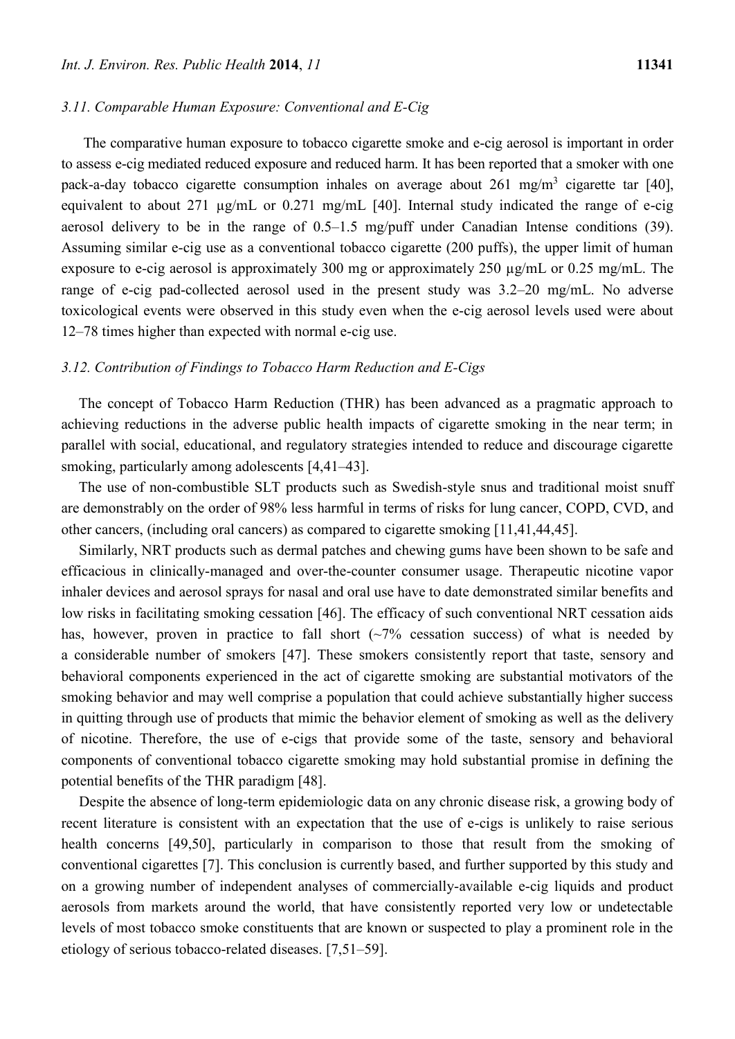### 3.11. Comparable Human Exposure: Conventional and E-Cig

The comparative human exposure to tobacco cigarette smoke and e-cig aerosol is important in order to assess e-cig mediated reduced exposure and reduced harm. It has been reported that a smoker with one pack-a-day tobacco cigarette consumption inhales on average about 261 mg/m$^3$ cigarette tar [40], equivalent to about 271 µg/mL or 0.271 mg/mL [40]. Internal study indicated the range of e-cig aerosol delivery to be in the range of 0.5–1.5 mg/puff under Canadian Intense conditions (39). Assuming similar e-cig use as a conventional tobacco cigarette (200 puffs), the upper limit of human exposure to e-cig aerosol is approximately 300 mg or approximately 250 µg/mL or 0.25 mg/mL. The range of e-cig pad-collected aerosol used in the present study was 3.2–20 mg/mL. No adverse toxicological events were observed in this study even when the e-cig aerosol levels used were about 12–78 times higher than expected with normal e-cig use.

### 3.12. Contribution of Findings to Tobacco Harm Reduction and E-Cigs

The concept of Tobacco Harm Reduction (THR) has been advanced as a pragmatic approach to achieving reductions in the adverse public health impacts of cigarette smoking in the near term; in parallel with social, educational, and regulatory strategies intended to reduce and discourage cigarette smoking, particularly among adolescents [4,41–43].

The use of non-combustible SLT products such as Swedish-style snus and traditional moist snuff are demonstrably on the order of 98% less harmful in terms of risks for lung cancer, COPD, CVD, and other cancers, (including oral cancers) as compared to cigarette smoking [11,41,44,45].

Similarly, NRT products such as dermal patches and chewing gums have been shown to be safe and efficacious in clinically-managed and over-the-counter consumer usage. Therapeutic nicotine vapor inhaler devices and aerosol sprays for nasal and oral use have to date demonstrated similar benefits and low risks in facilitating smoking cessation [46]. The efficacy of such conventional NRT cessation aids has, however, proven in practice to fall short (~7% cessation success) of what is needed by a considerable number of smokers [47]. These smokers consistently report that taste, sensory and behavioral components experienced in the act of cigarette smoking are substantial motivators of the smoking behavior and may well comprise a population that could achieve substantially higher success in quitting through use of products that mimic the behavior element of smoking as well as the delivery of nicotine. Therefore, the use of e-cigs that provide some of the taste, sensory and behavioral components of conventional tobacco cigarette smoking may hold substantial promise in defining the potential benefits of the THR paradigm [48].

Despite the absence of long-term epidemiologic data on any chronic disease risk, a growing body of recent literature is consistent with an expectation that the use of e-cigs is unlikely to raise serious health concerns [49,50], particularly in comparison to those that result from the smoking of conventional cigarettes [7]. This conclusion is currently based, and further supported by this study and on a growing number of independent analyses of commercially-available e-cig liquids and product aerosols from markets around the world, that have consistently reported very low or undetectable levels of most tobacco smoke constituents that are known or suspected to play a prominent role in the etiology of serious tobacco-related diseases. [7,51–59].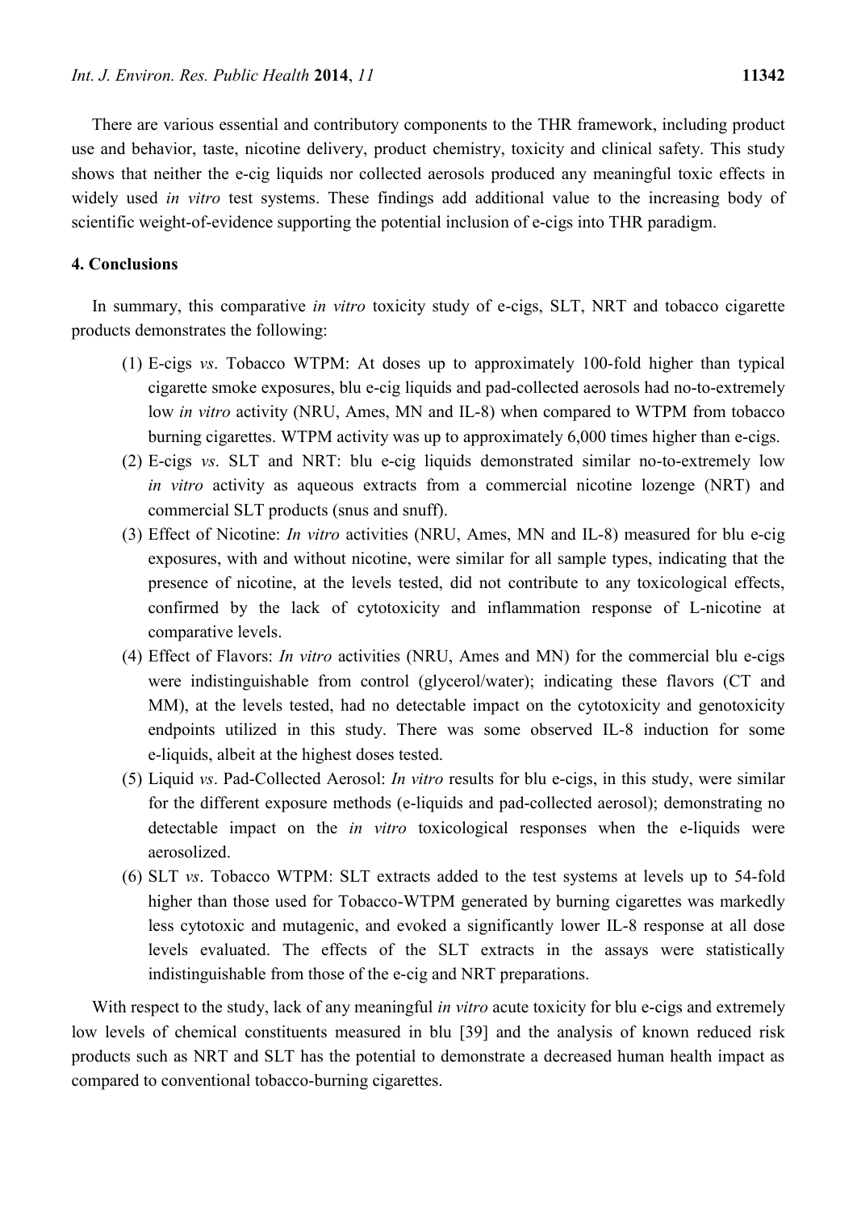There are various essential and contributory components to the THR framework, including product use and behavior, taste, nicotine delivery, product chemistry, toxicity and clinical safety. This study shows that neither the e-cig liquids nor collected aerosols produced any meaningful toxic effects in widely used *in vitro* test systems. These findings add additional value to the increasing body of scientific weight-of-evidence supporting the potential inclusion of e-cigs into THR paradigm.

## 4. Conclusions

In summary, this comparative *in vitro* toxicity study of e-cigs, SLT, NRT and tobacco cigarette products demonstrates the following:

(1) E-cigs *vs*. Tobacco WTPM: At doses up to approximately 100-fold higher than typical cigarette smoke exposures, blu e-cig liquids and pad-collected aerosols had no-to-extremely low *in vitro* activity (NRU, Ames, MN and IL-8) when compared to WTPM from tobacco burning cigarettes. WTPM activity was up to approximately 6,000 times higher than e-cigs.

(2) E-cigs *vs*. SLT and NRT: blu e-cig liquids demonstrated similar no-to-extremely low *in vitro* activity as aqueous extracts from a commercial nicotine lozenge (NRT) and commercial SLT products (snus and snuff).

(3) Effect of Nicotine: *In vitro* activities (NRU, Ames, MN and IL-8) measured for blu e-cig exposures, with and without nicotine, were similar for all sample types, indicating that the presence of nicotine, at the levels tested, did not contribute to any toxicological effects, confirmed by the lack of cytotoxicity and inflammation response of L-nicotine at comparative levels.

(4) Effect of Flavors: *In vitro* activities (NRU, Ames and MN) for the commercial blu e-cigs were indistinguishable from control (glycerol/water); indicating these flavors (CT and MM), at the levels tested, had no detectable impact on the cytotoxicity and genotoxicity endpoints utilized in this study. There was some observed IL-8 induction for some e-liquids, albeit at the highest doses tested.

(5) Liquid *vs*. Pad-Collected Aerosol: *In vitro* results for blu e-cigs, in this study, were similar for the different exposure methods (e-liquids and pad-collected aerosol); demonstrating no detectable impact on the *in vitro* toxicological responses when the e-liquids were aerosolized.

(6) SLT *vs*. Tobacco WTPM: SLT extracts added to the test systems at levels up to 54-fold higher than those used for Tobacco-WTPM generated by burning cigarettes was markedly less cytotoxic and mutagenic, and evoked a significantly lower IL-8 response at all dose levels evaluated. The effects of the SLT extracts in the assays were statistically indistinguishable from those of the e-cig and NRT preparations.

With respect to the study, lack of any meaningful *in vitro* acute toxicity for blu e-cigs and extremely low levels of chemical constituents measured in blu [39] and the analysis of known reduced risk products such as NRT and SLT has the potential to demonstrate a decreased human health impact as compared to conventional tobacco-burning cigarettes.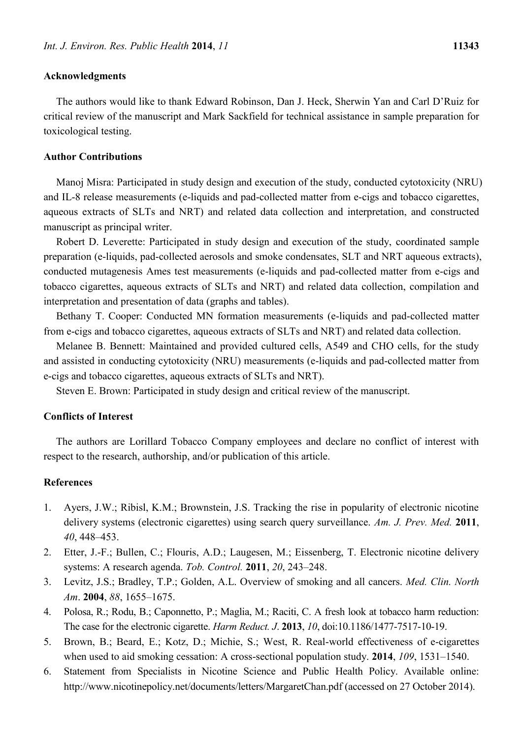## Acknowledgments

The authors would like to thank Edward Robinson, Dan J. Heck, Sherwin Yan and Carl D'Ruiz for critical review of the manuscript and Mark Sackfield for technical assistance in sample preparation for toxicological testing.

## Author Contributions

Manoj Misra: Participated in study design and execution of the study, conducted cytotoxicity (NRU) and IL-8 release measurements (e-liquids and pad-collected matter from e-cigs and tobacco cigarettes, aqueous extracts of SLTs and NRT) and related data collection and interpretation, and constructed manuscript as principal writer.

Robert D. Leverette: Participated in study design and execution of the study, coordinated sample preparation (e-liquids, pad-collected aerosols and smoke condensates, SLT and NRT aqueous extracts), conducted mutagenesis Ames test measurements (e-liquids and pad-collected matter from e-cigs and tobacco cigarettes, aqueous extracts of SLTs and NRT) and related data collection, compilation and interpretation and presentation of data (graphs and tables).

Bethany T. Cooper: Conducted MN formation measurements (e-liquids and pad-collected matter from e-cigs and tobacco cigarettes, aqueous extracts of SLTs and NRT) and related data collection.

Melanee B. Bennett: Maintained and provided cultured cells, A549 and CHO cells, for the study and assisted in conducting cytotoxicity (NRU) measurements (e-liquids and pad-collected matter from e-cigs and tobacco cigarettes, aqueous extracts of SLTs and NRT).

Steven E. Brown: Participated in study design and critical review of the manuscript.

## Conflicts of Interest

The authors are Lorillard Tobacco Company employees and declare no conflict of interest with respect to the research, authorship, and/or publication of this article.

## References

1. Ayers, J.W.; Ribisl, K.M.; Brownstein, J.S. Tracking the rise in popularity of electronic nicotine delivery systems (electronic cigarettes) using search query surveillance. *Am. J. Prev. Med.* **2011**, *40*, 448–453.
2. Etter, J.-F.; Bullen, C.; Flouris, A.D.; Laugesen, M.; Eissenberg, T. Electronic nicotine delivery systems: A research agenda. *Tob. Control.* **2011**, *20*, 243–248.
3. Levitz, J.S.; Bradley, T.P.; Golden, A.L. Overview of smoking and all cancers. *Med. Clin. North Am*. **2004**, *88*, 1655–1675.
4. Polosa, R.; Rodu, B.; Caponnetto, P.; Maglia, M.; Raciti, C. A fresh look at tobacco harm reduction: The case for the electronic cigarette. *Harm Reduct. J*. **2013**, *10*, doi:10.1186/1477-7517-10-19.
5. Brown, B.; Beard, E.; Kotz, D.; Michie, S.; West, R. Real-world effectiveness of e-cigarettes when used to aid smoking cessation: A cross-sectional population study. **2014**, *109*, 1531–1540.
6. Statement from Specialists in Nicotine Science and Public Health Policy. Available online: http://www.nicotinepolicy.net/documents/letters/MargaretChan.pdf (accessed on 27 October 2014).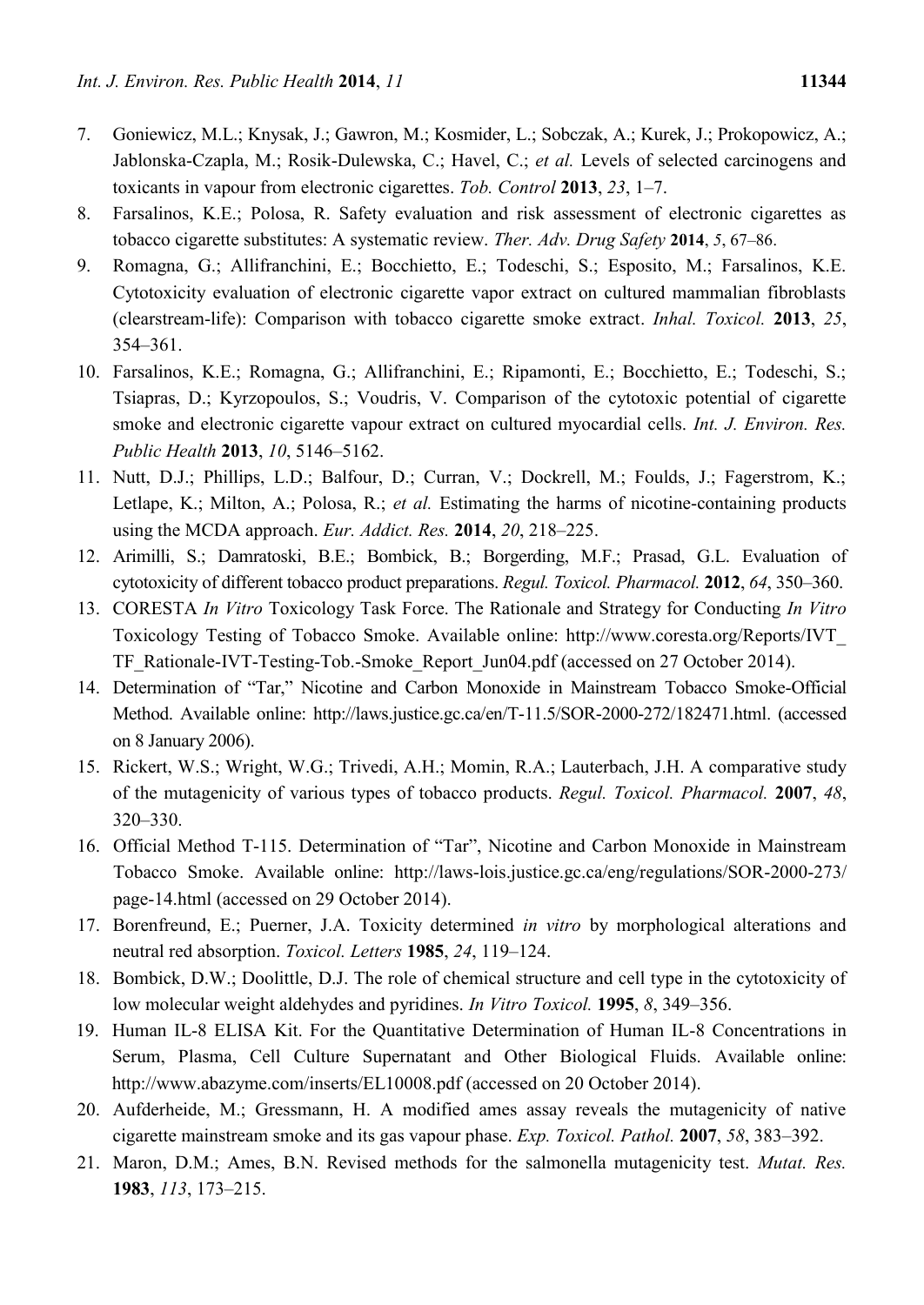7. Goniewicz, M.L.; Knysak, J.; Gawron, M.; Kosmider, L.; Sobczak, A.; Kurek, J.; Prokopowicz, A.; Jablonska-Czapla, M.; Rosik-Dulewska, C.; Havel, C.; *et al.* Levels of selected carcinogens and toxicants in vapour from electronic cigarettes. *Tob. Control* **2013**, *23*, 1–7.
8. Farsalinos, K.E.; Polosa, R. Safety evaluation and risk assessment of electronic cigarettes as tobacco cigarette substitutes: A systematic review. *Ther. Adv. Drug Safety* **2014**, *5*, 67–86.
9. Romagna, G.; Allifranchini, E.; Bocchietto, E.; Todeschi, S.; Esposito, M.; Farsalinos, K.E. Cytotoxicity evaluation of electronic cigarette vapor extract on cultured mammalian fibroblasts (clearstream-life): Comparison with tobacco cigarette smoke extract. *Inhal. Toxicol.* **2013**, *25*, 354–361.
10. Farsalinos, K.E.; Romagna, G.; Allifranchini, E.; Ripamonti, E.; Bocchietto, E.; Todeschi, S.; Tsiapras, D.; Kyrzopoulos, S.; Voudris, V. Comparison of the cytotoxic potential of cigarette smoke and electronic cigarette vapour extract on cultured myocardial cells. *Int. J. Environ. Res. Public Health* **2013**, *10*, 5146–5162.
11. Nutt, D.J.; Phillips, L.D.; Balfour, D.; Curran, V.; Dockrell, M.; Foulds, J.; Fagerstrom, K.; Letlape, K.; Milton, A.; Polosa, R.; *et al.* Estimating the harms of nicotine-containing products using the MCDA approach. *Eur. Addict. Res.* **2014**, *20*, 218–225.
12. Arimilli, S.; Damratoski, B.E.; Bombick, B.; Borgerding, M.F.; Prasad, G.L. Evaluation of cytotoxicity of different tobacco product preparations. *Regul. Toxicol. Pharmacol.* **2012**, *64*, 350–360.
13. CORESTA *In Vitro* Toxicology Task Force. The Rationale and Strategy for Conducting *In Vitro* Toxicology Testing of Tobacco Smoke. Available online: http://www.coresta.org/Reports/IVT_TF_Rationale-IVT-Testing-Tob.-Smoke_Report_Jun04.pdf (accessed on 27 October 2014).
14. Determination of "Tar," Nicotine and Carbon Monoxide in Mainstream Tobacco Smoke-Official Method. Available online: http://laws.justice.gc.ca/en/T-11.5/SOR-2000-272/182471.html. (accessed on 8 January 2006).
15. Rickert, W.S.; Wright, W.G.; Trivedi, A.H.; Momin, R.A.; Lauterbach, J.H. A comparative study of the mutagenicity of various types of tobacco products. *Regul. Toxicol. Pharmacol.* **2007**, *48*, 320–330.
16. Official Method T-115. Determination of "Tar", Nicotine and Carbon Monoxide in Mainstream Tobacco Smoke. Available online: http://laws-lois.justice.gc.ca/eng/regulations/SOR-2000-273/page-14.html (accessed on 29 October 2014).
17. Borenfreund, E.; Puerner, J.A. Toxicity determined *in vitro* by morphological alterations and neutral red absorption. *Toxicol. Letters* **1985**, *24*, 119–124.
18. Bombick, D.W.; Doolittle, D.J. The role of chemical structure and cell type in the cytotoxicity of low molecular weight aldehydes and pyridines. *In Vitro Toxicol.* **1995**, *8*, 349–356.
19. Human IL-8 ELISA Kit. For the Quantitative Determination of Human IL-8 Concentrations in Serum, Plasma, Cell Culture Supernatant and Other Biological Fluids. Available online: http://www.abazyme.com/inserts/EL10008.pdf (accessed on 20 October 2014).
20. Aufderheide, M.; Gressmann, H. A modified ames assay reveals the mutagenicity of native cigarette mainstream smoke and its gas vapour phase. *Exp. Toxicol. Pathol.* **2007**, *58*, 383–392.
21. Maron, D.M.; Ames, B.N. Revised methods for the salmonella mutagenicity test. *Mutat. Res.* **1983**, *113*, 173–215.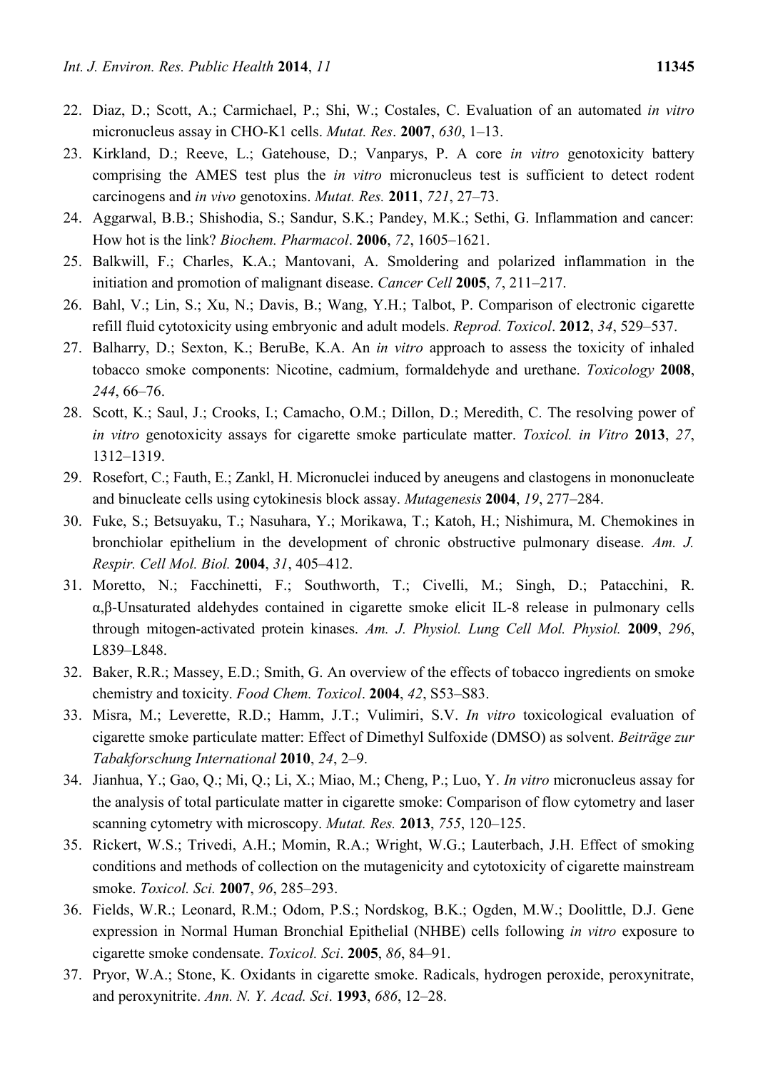22. Diaz, D.; Scott, A.; Carmichael, P.; Shi, W.; Costales, C. Evaluation of an automated *in vitro* micronucleus assay in CHO-K1 cells. *Mutat. Res*. **2007**, *630*, 1–13.
23. Kirkland, D.; Reeve, L.; Gatehouse, D.; Vanparys, P. A core *in vitro* genotoxicity battery comprising the AMES test plus the *in vitro* micronucleus test is sufficient to detect rodent carcinogens and *in vivo* genotoxins. *Mutat. Res.* **2011**, *721*, 27–73.
24. Aggarwal, B.B.; Shishodia, S.; Sandur, S.K.; Pandey, M.K.; Sethi, G. Inflammation and cancer: How hot is the link? *Biochem. Pharmacol*. **2006**, *72*, 1605–1621.
25. Balkwill, F.; Charles, K.A.; Mantovani, A. Smoldering and polarized inflammation in the initiation and promotion of malignant disease. *Cancer Cell* **2005**, *7*, 211–217.
26. Bahl, V.; Lin, S.; Xu, N.; Davis, B.; Wang, Y.H.; Talbot, P. Comparison of electronic cigarette refill fluid cytotoxicity using embryonic and adult models. *Reprod. Toxicol*. **2012**, *34*, 529–537.
27. Balharry, D.; Sexton, K.; BeruBe, K.A. An *in vitro* approach to assess the toxicity of inhaled tobacco smoke components: Nicotine, cadmium, formaldehyde and urethane. *Toxicology* **2008**, *244*, 66–76.
28. Scott, K.; Saul, J.; Crooks, I.; Camacho, O.M.; Dillon, D.; Meredith, C. The resolving power of *in vitro* genotoxicity assays for cigarette smoke particulate matter. *Toxicol. in Vitro* **2013**, *27*, 1312–1319.
29. Rosefort, C.; Fauth, E.; Zankl, H. Micronuclei induced by aneugens and clastogens in mononucleate and binucleate cells using cytokinesis block assay. *Mutagenesis* **2004**, *19*, 277–284.
30. Fuke, S.; Betsuyaku, T.; Nasuhara, Y.; Morikawa, T.; Katoh, H.; Nishimura, M. Chemokines in bronchiolar epithelium in the development of chronic obstructive pulmonary disease. *Am. J. Respir. Cell Mol. Biol.* **2004**, *31*, 405–412.
31. Moretto, N.; Facchinetti, F.; Southworth, T.; Civelli, M.; Singh, D.; Patacchini, R. α,β-Unsaturated aldehydes contained in cigarette smoke elicit IL-8 release in pulmonary cells through mitogen-activated protein kinases. *Am. J. Physiol. Lung Cell Mol. Physiol.* **2009**, *296*, L839–L848.
32. Baker, R.R.; Massey, E.D.; Smith, G. An overview of the effects of tobacco ingredients on smoke chemistry and toxicity. *Food Chem. Toxicol*. **2004**, *42*, S53–S83.
33. Misra, M.; Leverette, R.D.; Hamm, J.T.; Vulimiri, S.V. *In vitro* toxicological evaluation of cigarette smoke particulate matter: Effect of Dimethyl Sulfoxide (DMSO) as solvent. *Beiträge zur Tabakforschung International* **2010**, *24*, 2–9.
34. Jianhua, Y.; Gao, Q.; Mi, Q.; Li, X.; Miao, M.; Cheng, P.; Luo, Y. *In vitro* micronucleus assay for the analysis of total particulate matter in cigarette smoke: Comparison of flow cytometry and laser scanning cytometry with microscopy. *Mutat. Res.* **2013**, *755*, 120–125.
35. Rickert, W.S.; Trivedi, A.H.; Momin, R.A.; Wright, W.G.; Lauterbach, J.H. Effect of smoking conditions and methods of collection on the mutagenicity and cytotoxicity of cigarette mainstream smoke. *Toxicol. Sci.* **2007**, *96*, 285–293.
36. Fields, W.R.; Leonard, R.M.; Odom, P.S.; Nordskog, B.K.; Ogden, M.W.; Doolittle, D.J. Gene expression in Normal Human Bronchial Epithelial (NHBE) cells following *in vitro* exposure to cigarette smoke condensate. *Toxicol. Sci*. **2005**, *86*, 84–91.
37. Pryor, W.A.; Stone, K. Oxidants in cigarette smoke. Radicals, hydrogen peroxide, peroxynitrate, and peroxynitrite. *Ann. N. Y. Acad. Sci*. **1993**, *686*, 12–28.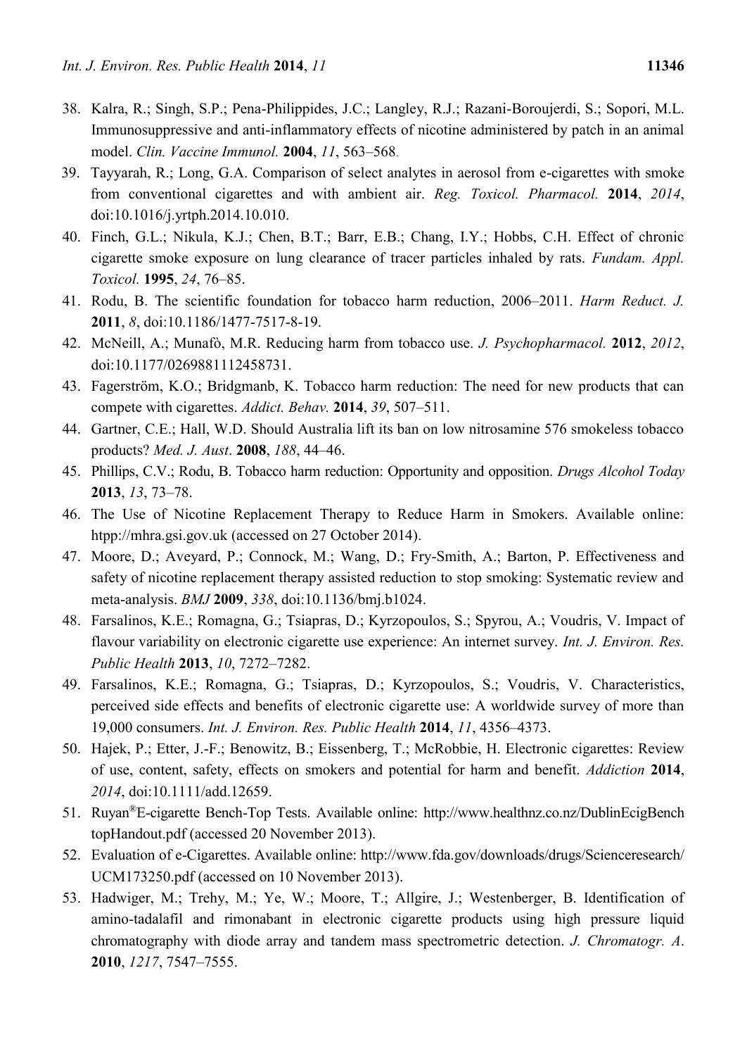38. Kalra, R.; Singh, S.P.; Pena-Philippides, J.C.; Langley, R.J.; Razani-Boroujerdi, S.; Sopori, M.L. Immunosuppressive and anti-inflammatory effects of nicotine administered by patch in an animal model. *Clin. Vaccine Immunol.* **2004**, *11*, 563–568.
39. Tayyarah, R.; Long, G.A. Comparison of select analytes in aerosol from e-cigarettes with smoke from conventional cigarettes and with ambient air. *Reg. Toxicol. Pharmacol.* **2014**, *2014*, doi:10.1016/j.yrtph.2014.10.010.
40. Finch, G.L.; Nikula, K.J.; Chen, B.T.; Barr, E.B.; Chang, I.Y.; Hobbs, C.H. Effect of chronic cigarette smoke exposure on lung clearance of tracer particles inhaled by rats. *Fundam. Appl. Toxicol.* **1995**, *24*, 76–85.
41. Rodu, B. The scientific foundation for tobacco harm reduction, 2006–2011. *Harm Reduct. J.* **2011**, *8*, doi:10.1186/1477-7517-8-19.
42. McNeill, A.; Munafò, M.R. Reducing harm from tobacco use. *J. Psychopharmacol.* **2012**, *2012*, doi:10.1177/0269881112458731.
43. Fagerström, K.O.; Bridgmanb, K. Tobacco harm reduction: The need for new products that can compete with cigarettes. *Addict. Behav.* **2014**, *39*, 507–511.
44. Gartner, C.E.; Hall, W.D. Should Australia lift its ban on low nitrosamine 576 smokeless tobacco products? *Med. J. Aust*. **2008**, *188*, 44–46.
45. Phillips, C.V.; Rodu, B. Tobacco harm reduction: Opportunity and opposition. *Drugs Alcohol Today* **2013**, *13*, 73–78.
46. The Use of Nicotine Replacement Therapy to Reduce Harm in Smokers. Available online: htpp://mhra.gsi.gov.uk (accessed on 27 October 2014).
47. Moore, D.; Aveyard, P.; Connock, M.; Wang, D.; Fry-Smith, A.; Barton, P. Effectiveness and safety of nicotine replacement therapy assisted reduction to stop smoking: Systematic review and meta-analysis. *BMJ* **2009**, *338*, doi:10.1136/bmj.b1024.
48. Farsalinos, K.E.; Romagna, G.; Tsiapras, D.; Kyrzopoulos, S.; Spyrou, A.; Voudris, V. Impact of flavour variability on electronic cigarette use experience: An internet survey. *Int. J. Environ. Res. Public Health* **2013**, *10*, 7272–7282.
49. Farsalinos, K.E.; Romagna, G.; Tsiapras, D.; Kyrzopoulos, S.; Voudris, V. Characteristics, perceived side effects and benefits of electronic cigarette use: A worldwide survey of more than 19,000 consumers. *Int. J. Environ. Res. Public Health* **2014**, *11*, 4356–4373.
50. Hajek, P.; Etter, J.-F.; Benowitz, B.; Eissenberg, T.; McRobbie, H. Electronic cigarettes: Review of use, content, safety, effects on smokers and potential for harm and benefit. *Addiction* **2014**, *2014*, doi:10.1111/add.12659.
51. Ruyan®E-cigarette Bench-Top Tests. Available online: http://www.healthnz.co.nz/DublinEcigBenchtopHandout.pdf (accessed 20 November 2013).
52. Evaluation of e-Cigarettes. Available online: http://www.fda.gov/downloads/drugs/Scienceresearch/UCM173250.pdf (accessed on 10 November 2013).
53. Hadwiger, M.; Trehy, M.; Ye, W.; Moore, T.; Allgire, J.; Westenberger, B. Identification of amino-tadalafil and rimonabant in electronic cigarette products using high pressure liquid chromatography with diode array and tandem mass spectrometric detection. *J. Chromatogr. A*. **2010**, *1217*, 7547–7555.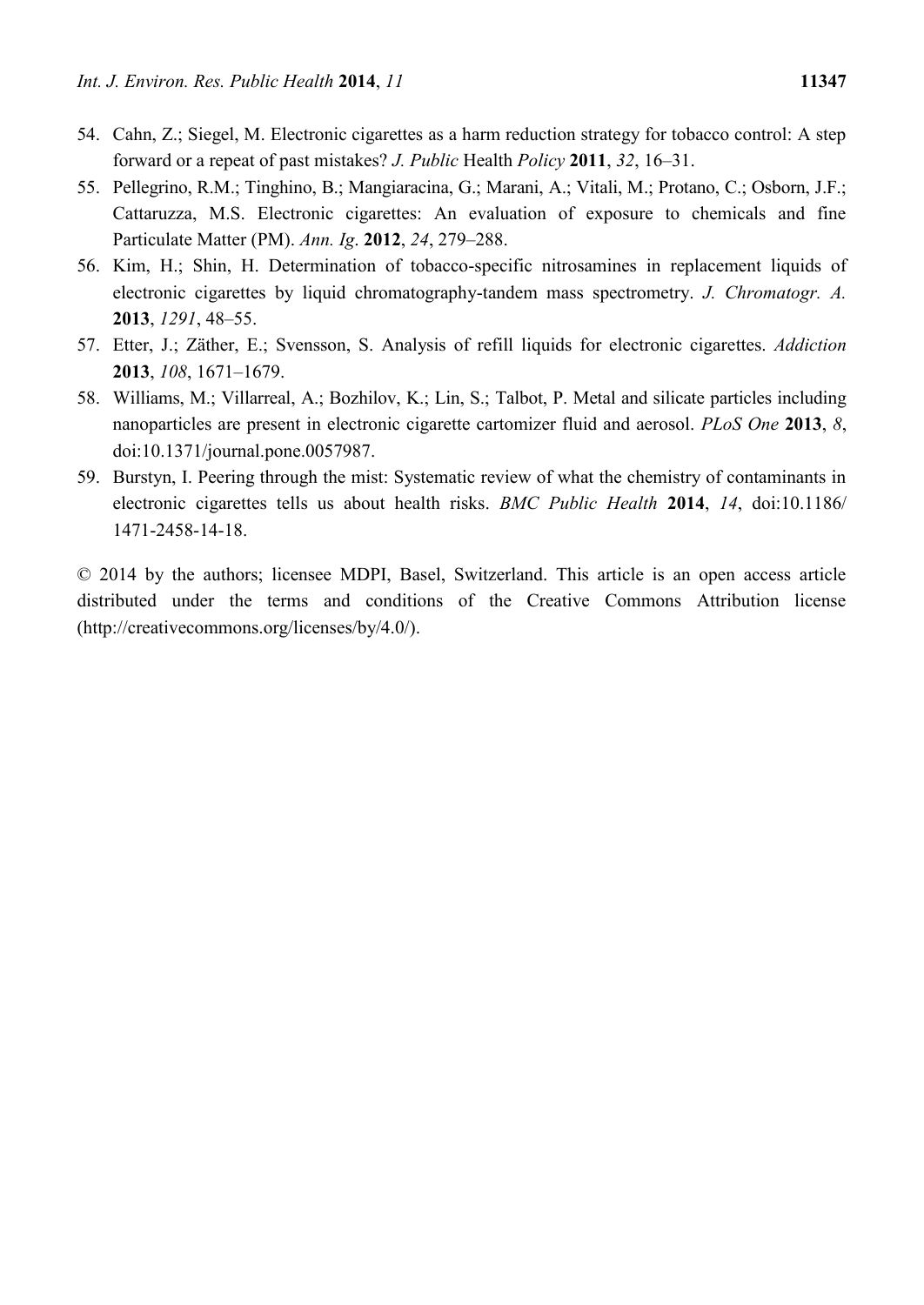54. Cahn, Z.; Siegel, M. Electronic cigarettes as a harm reduction strategy for tobacco control: A step forward or a repeat of past mistakes? *J. Public* Health *Policy* **2011**, *32*, 16–31.
55. Pellegrino, R.M.; Tinghino, B.; Mangiaracina, G.; Marani, A.; Vitali, M.; Protano, C.; Osborn, J.F.; Cattaruzza, M.S. Electronic cigarettes: An evaluation of exposure to chemicals and fine Particulate Matter (PM). *Ann. Ig*. **2012**, *24*, 279–288.
56. Kim, H.; Shin, H. Determination of tobacco-specific nitrosamines in replacement liquids of electronic cigarettes by liquid chromatography-tandem mass spectrometry. *J. Chromatogr. A.* **2013**, *1291*, 48–55.
57. Etter, J.; Zäther, E.; Svensson, S. Analysis of refill liquids for electronic cigarettes. *Addiction* **2013**, *108*, 1671–1679.
58. Williams, M.; Villarreal, A.; Bozhilov, K.; Lin, S.; Talbot, P. Metal and silicate particles including nanoparticles are present in electronic cigarette cartomizer fluid and aerosol. *PLoS One* **2013**, *8*, doi:10.1371/journal.pone.0057987.
59. Burstyn, I. Peering through the mist: Systematic review of what the chemistry of contaminants in electronic cigarettes tells us about health risks. *BMC Public Health* **2014**, *14*, doi:10.1186/1471-2458-14-18.

© 2014 by the authors; licensee MDPI, Basel, Switzerland. This article is an open access article distributed under the terms and conditions of the Creative Commons Attribution license (http://creativecommons.org/licenses/by/4.0/).